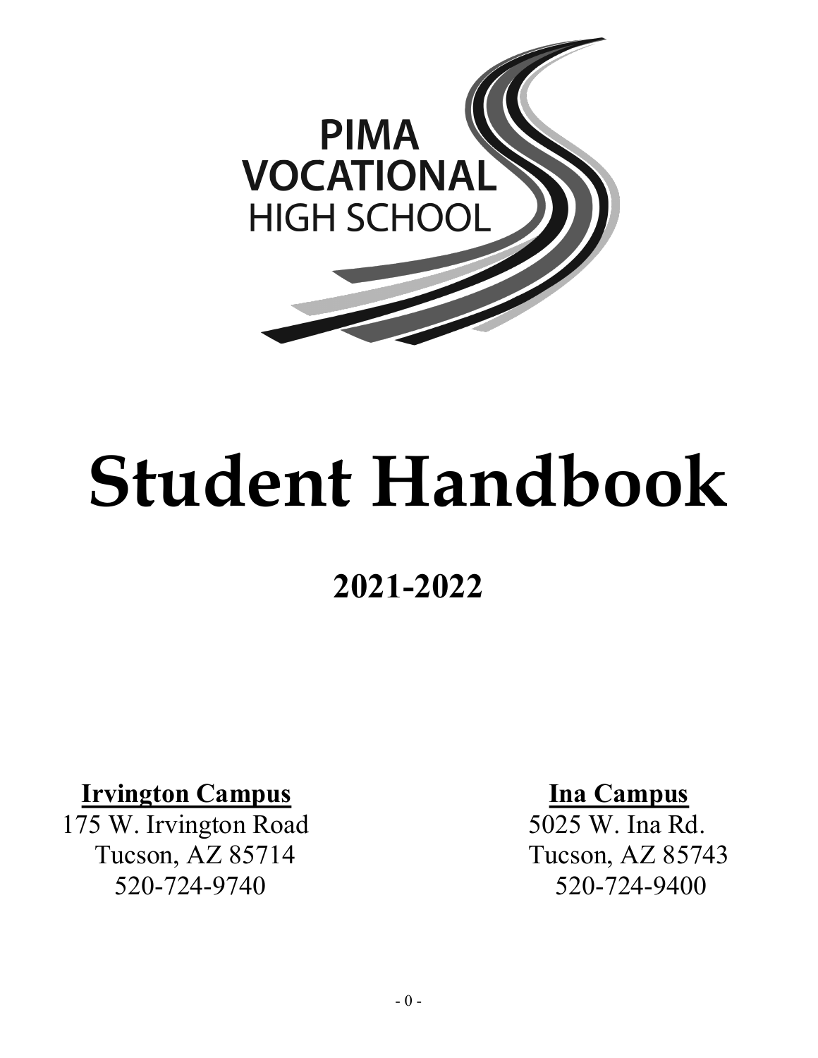PIMA VOCATIONAL HIGH SCHOOL

# Student Handbook

## 2021-2022

**Irvington Campus**
175 W. Irvington Road
Tucson, AZ 85714
520-724-9740

**Ina Campus**
5025 W. Ina Rd.
Tucson, AZ 85743
520-724-9400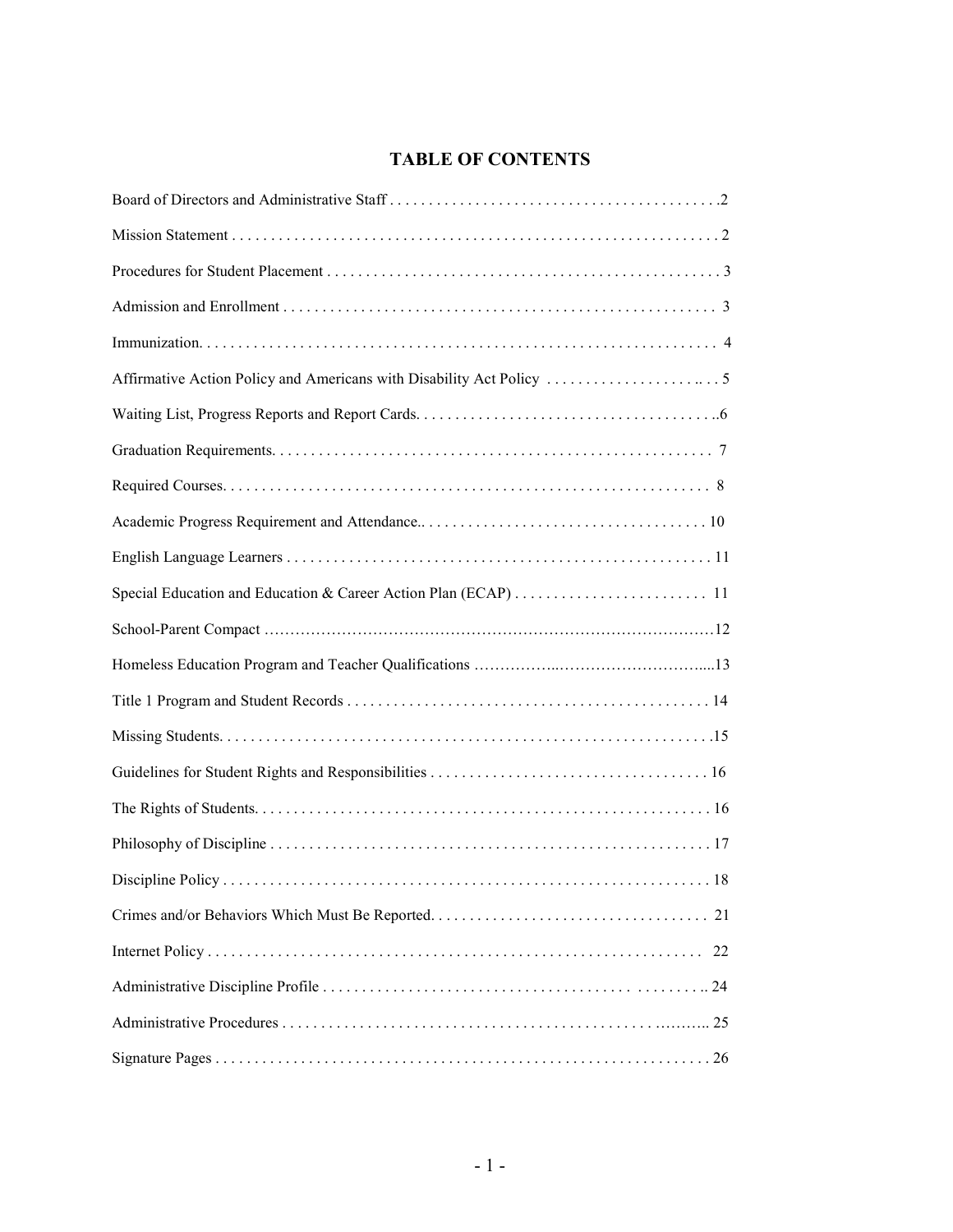# TABLE OF CONTENTS

| | |
|---|---|
| Board of Directors and Administrative Staff | 2 |
| Mission Statement | 2 |
| Procedures for Student Placement | 3 |
| Admission and Enrollment | 3 |
| Immunization | 4 |
| Affirmative Action Policy and Americans with Disability Act Policy | 5 |
| Waiting List, Progress Reports and Report Cards | 6 |
| Graduation Requirements | 7 |
| Required Courses | 8 |
| Academic Progress Requirement and Attendance | 10 |
| English Language Learners | 11 |
| Special Education and Education & Career Action Plan (ECAP) | 11 |
| School-Parent Compact | 12 |
| Homeless Education Program and Teacher Qualifications | 13 |
| Title 1 Program and Student Records | 14 |
| Missing Students | 15 |
| Guidelines for Student Rights and Responsibilities | 16 |
| The Rights of Students | 16 |
| Philosophy of Discipline | 17 |
| Discipline Policy | 18 |
| Crimes and/or Behaviors Which Must Be Reported | 21 |
| Internet Policy | 22 |
| Administrative Discipline Profile | 24 |
| Administrative Procedures | 25 |
| Signature Pages | 26 |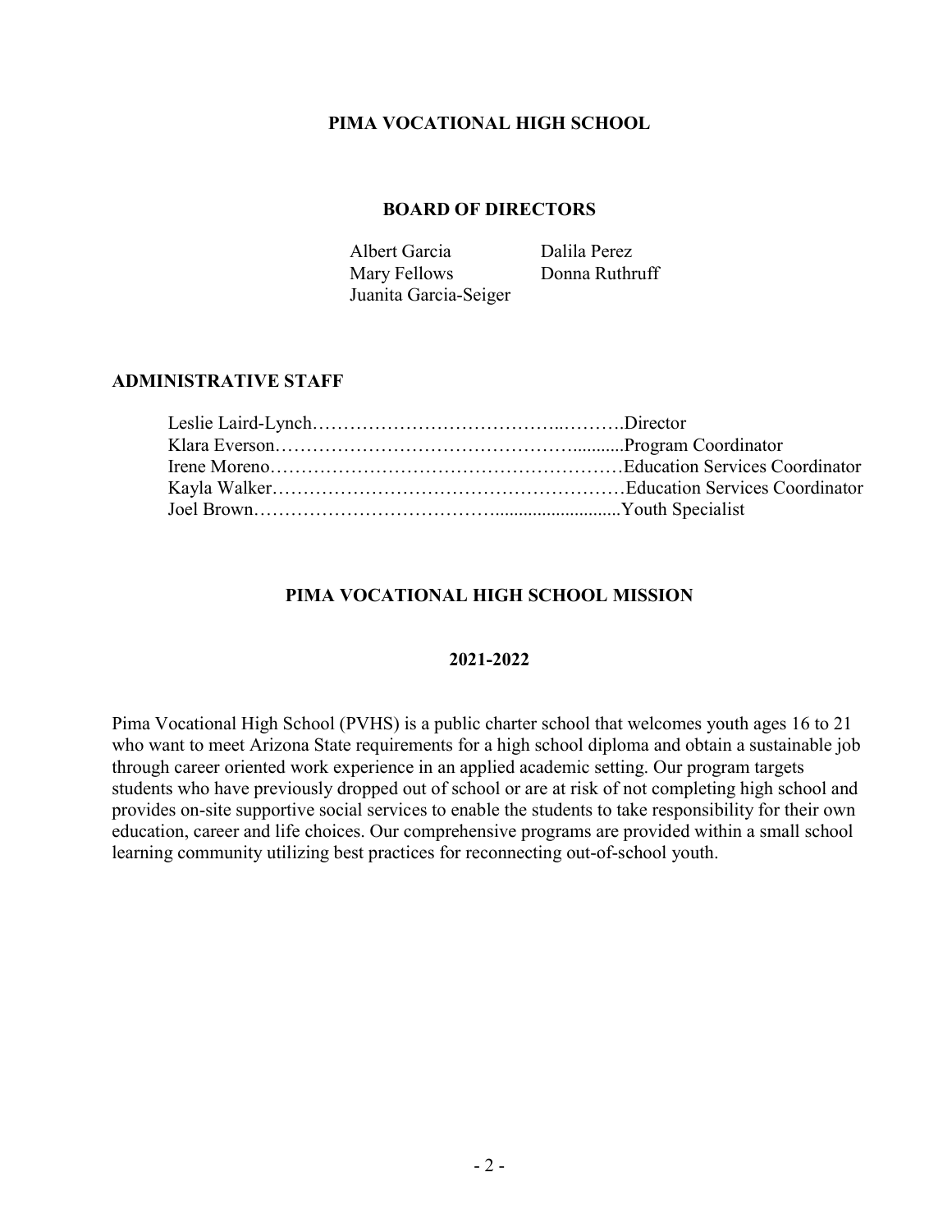# PIMA VOCATIONAL HIGH SCHOOL

## BOARD OF DIRECTORS

Albert Garcia
Mary Fellows
Juanita Garcia-Seiger
Dalila Perez
Donna Ruthruff

## ADMINISTRATIVE STAFF

Leslie Laird-Lynch……………………………………..……….Director
Klara Everson…………………………………………...........Program Coordinator
Irene Moreno…………………………………………………Education Services Coordinator
Kayla Walker…………………………………………………Education Services Coordinator
Joel Brown………………………………….........................Youth Specialist

## PIMA VOCATIONAL HIGH SCHOOL MISSION

### 2021-2022

Pima Vocational High School (PVHS) is a public charter school that welcomes youth ages 16 to 21 who want to meet Arizona State requirements for a high school diploma and obtain a sustainable job through career oriented work experience in an applied academic setting. Our program targets students who have previously dropped out of school or are at risk of not completing high school and provides on-site supportive social services to enable the students to take responsibility for their own education, career and life choices. Our comprehensive programs are provided within a small school learning community utilizing best practices for reconnecting out-of-school youth.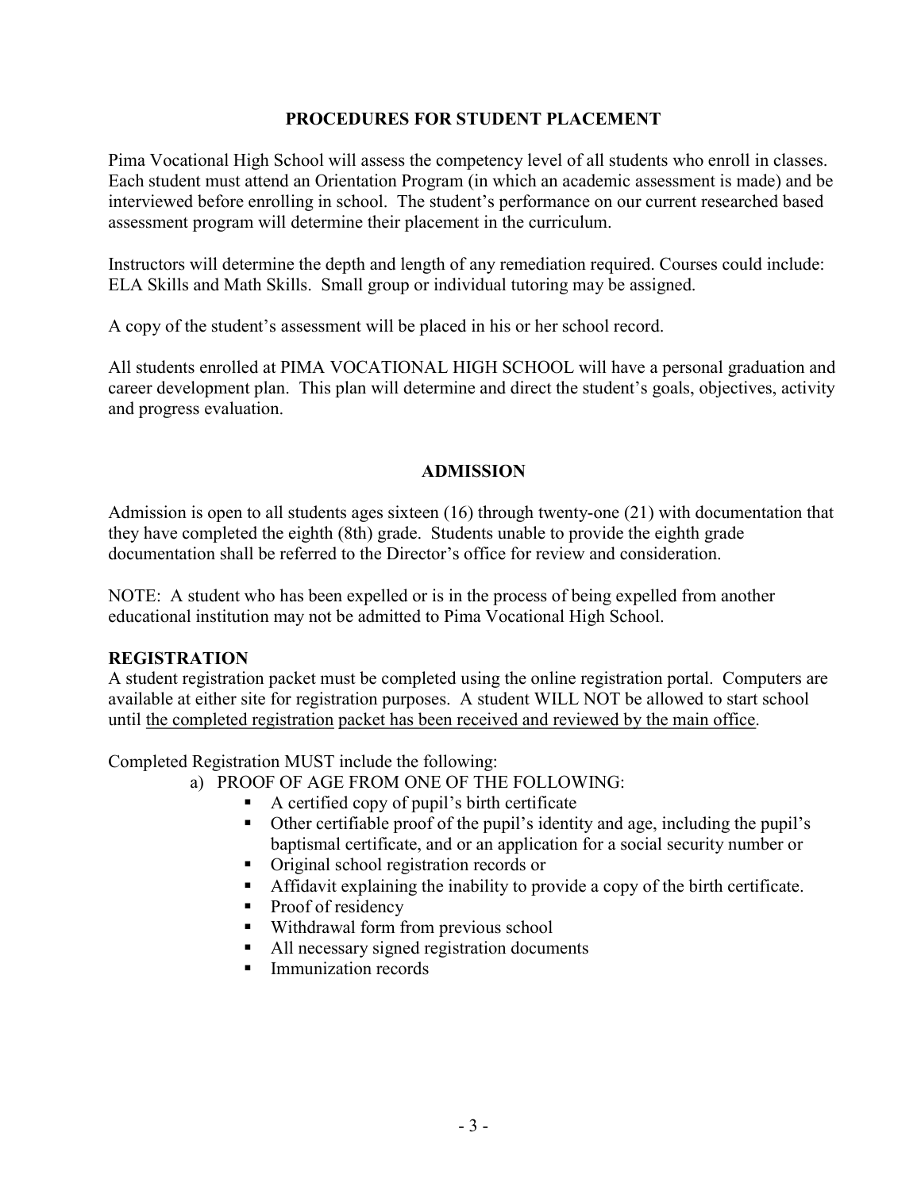## PROCEDURES FOR STUDENT PLACEMENT

Pima Vocational High School will assess the competency level of all students who enroll in classes. Each student must attend an Orientation Program (in which an academic assessment is made) and be interviewed before enrolling in school. The student's performance on our current researched based assessment program will determine their placement in the curriculum.

Instructors will determine the depth and length of any remediation required. Courses could include: ELA Skills and Math Skills. Small group or individual tutoring may be assigned.

A copy of the student's assessment will be placed in his or her school record.

All students enrolled at PIMA VOCATIONAL HIGH SCHOOL will have a personal graduation and career development plan. This plan will determine and direct the student's goals, objectives, activity and progress evaluation.

## ADMISSION

Admission is open to all students ages sixteen (16) through twenty-one (21) with documentation that they have completed the eighth (8th) grade. Students unable to provide the eighth grade documentation shall be referred to the Director's office for review and consideration.

NOTE: A student who has been expelled or is in the process of being expelled from another educational institution may not be admitted to Pima Vocational High School.

### REGISTRATION

A student registration packet must be completed using the online registration portal. Computers are available at either site for registration purposes. A student WILL NOT be allowed to start school until <u>the completed registration packet has been received and reviewed by the main office</u>.

Completed Registration MUST include the following:

a) PROOF OF AGE FROM ONE OF THE FOLLOWING:
   - A certified copy of pupil's birth certificate
   - Other certifiable proof of the pupil's identity and age, including the pupil's baptismal certificate, and or an application for a social security number or
   - Original school registration records or
   - Affidavit explaining the inability to provide a copy of the birth certificate.
   - Proof of residency
   - Withdrawal form from previous school
   - All necessary signed registration documents
   - Immunization records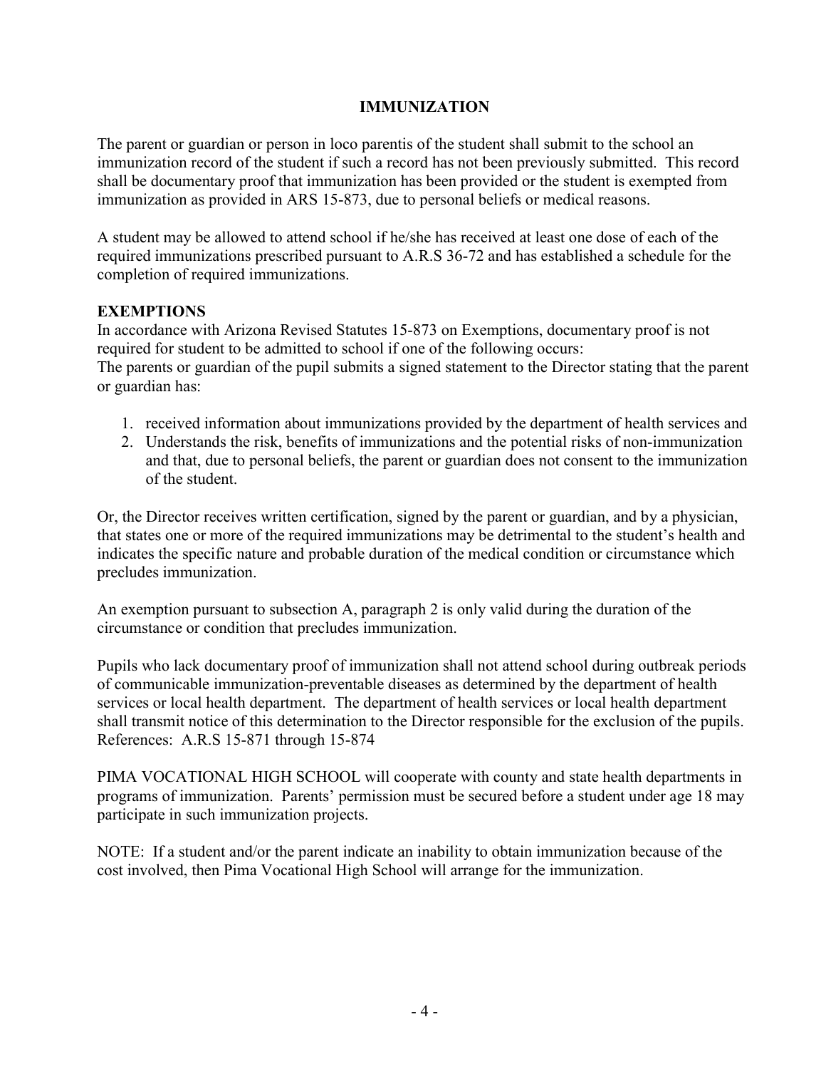## IMMUNIZATION

The parent or guardian or person in loco parentis of the student shall submit to the school an immunization record of the student if such a record has not been previously submitted. This record shall be documentary proof that immunization has been provided or the student is exempted from immunization as provided in ARS 15-873, due to personal beliefs or medical reasons.

A student may be allowed to attend school if he/she has received at least one dose of each of the required immunizations prescribed pursuant to A.R.S 36-72 and has established a schedule for the completion of required immunizations.

**EXEMPTIONS**

In accordance with Arizona Revised Statutes 15-873 on Exemptions, documentary proof is not required for student to be admitted to school if one of the following occurs:
The parents or guardian of the pupil submits a signed statement to the Director stating that the parent or guardian has:

1. received information about immunizations provided by the department of health services and
2. Understands the risk, benefits of immunizations and the potential risks of non-immunization and that, due to personal beliefs, the parent or guardian does not consent to the immunization of the student.

Or, the Director receives written certification, signed by the parent or guardian, and by a physician, that states one or more of the required immunizations may be detrimental to the student's health and indicates the specific nature and probable duration of the medical condition or circumstance which precludes immunization.

An exemption pursuant to subsection A, paragraph 2 is only valid during the duration of the circumstance or condition that precludes immunization.

Pupils who lack documentary proof of immunization shall not attend school during outbreak periods of communicable immunization-preventable diseases as determined by the department of health services or local health department. The department of health services or local health department shall transmit notice of this determination to the Director responsible for the exclusion of the pupils.
References: A.R.S 15-871 through 15-874

PIMA VOCATIONAL HIGH SCHOOL will cooperate with county and state health departments in programs of immunization. Parents' permission must be secured before a student under age 18 may participate in such immunization projects.

NOTE: If a student and/or the parent indicate an inability to obtain immunization because of the cost involved, then Pima Vocational High School will arrange for the immunization.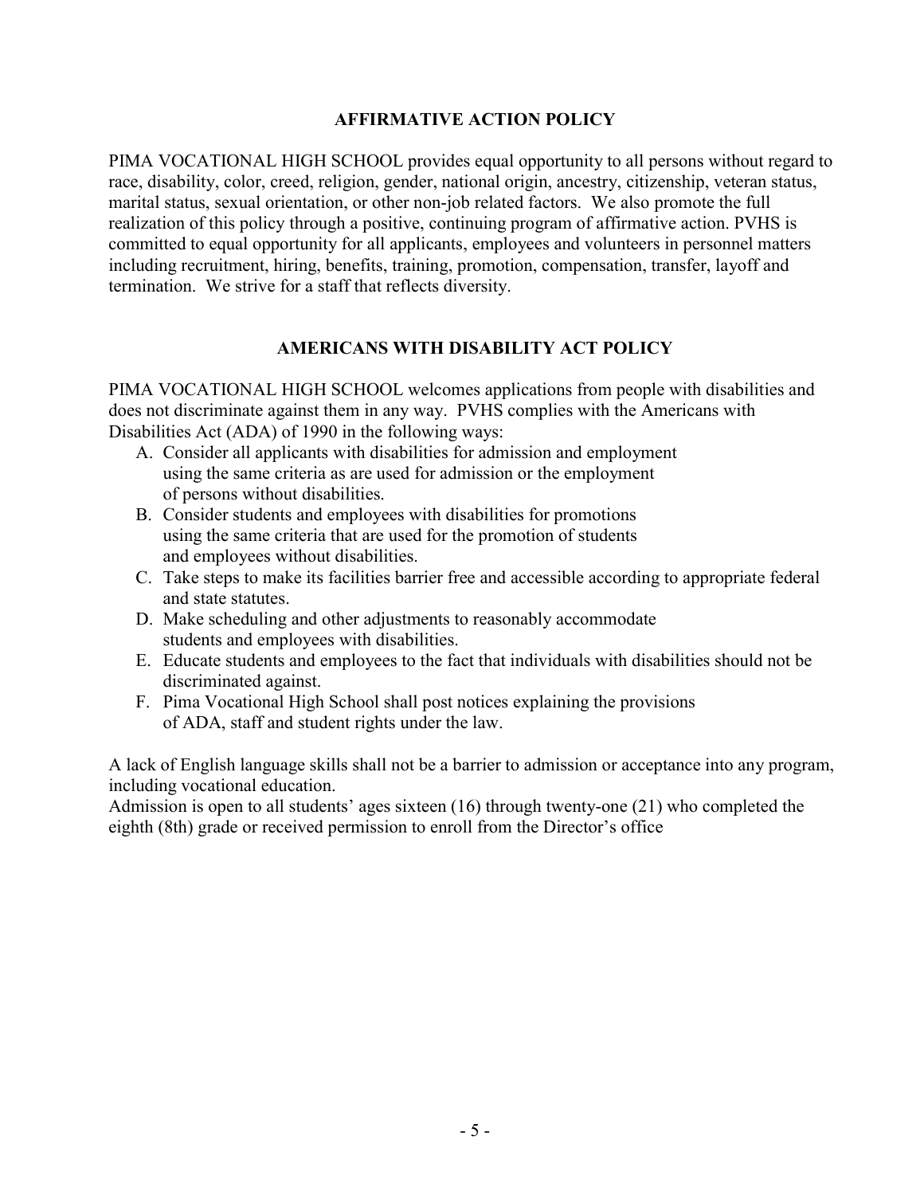## AFFIRMATIVE ACTION POLICY

PIMA VOCATIONAL HIGH SCHOOL provides equal opportunity to all persons without regard to race, disability, color, creed, religion, gender, national origin, ancestry, citizenship, veteran status, marital status, sexual orientation, or other non-job related factors. We also promote the full realization of this policy through a positive, continuing program of affirmative action. PVHS is committed to equal opportunity for all applicants, employees and volunteers in personnel matters including recruitment, hiring, benefits, training, promotion, compensation, transfer, layoff and termination. We strive for a staff that reflects diversity.

## AMERICANS WITH DISABILITY ACT POLICY

PIMA VOCATIONAL HIGH SCHOOL welcomes applications from people with disabilities and does not discriminate against them in any way. PVHS complies with the Americans with Disabilities Act (ADA) of 1990 in the following ways:

A. Consider all applicants with disabilities for admission and employment using the same criteria as are used for admission or the employment of persons without disabilities.
B. Consider students and employees with disabilities for promotions using the same criteria that are used for the promotion of students and employees without disabilities.
C. Take steps to make its facilities barrier free and accessible according to appropriate federal and state statutes.
D. Make scheduling and other adjustments to reasonably accommodate students and employees with disabilities.
E. Educate students and employees to the fact that individuals with disabilities should not be discriminated against.
F. Pima Vocational High School shall post notices explaining the provisions of ADA, staff and student rights under the law.

A lack of English language skills shall not be a barrier to admission or acceptance into any program, including vocational education.
Admission is open to all students' ages sixteen (16) through twenty-one (21) who completed the eighth (8th) grade or received permission to enroll from the Director's office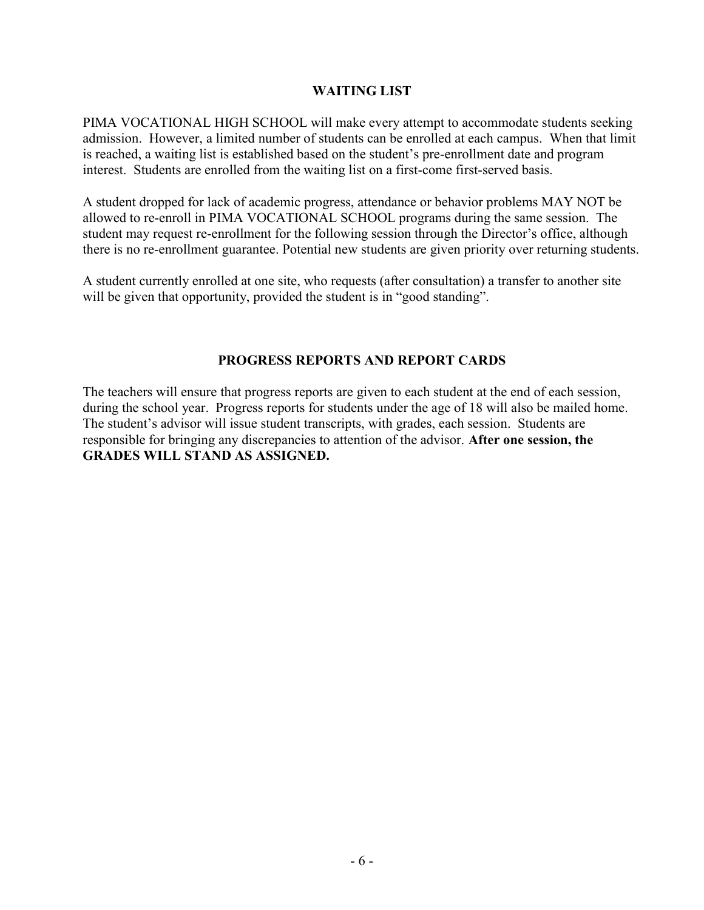## WAITING LIST

PIMA VOCATIONAL HIGH SCHOOL will make every attempt to accommodate students seeking admission. However, a limited number of students can be enrolled at each campus. When that limit is reached, a waiting list is established based on the student's pre-enrollment date and program interest. Students are enrolled from the waiting list on a first-come first-served basis.

A student dropped for lack of academic progress, attendance or behavior problems MAY NOT be allowed to re-enroll in PIMA VOCATIONAL SCHOOL programs during the same session. The student may request re-enrollment for the following session through the Director's office, although there is no re-enrollment guarantee. Potential new students are given priority over returning students.

A student currently enrolled at one site, who requests (after consultation) a transfer to another site will be given that opportunity, provided the student is in "good standing".

## PROGRESS REPORTS AND REPORT CARDS

The teachers will ensure that progress reports are given to each student at the end of each session, during the school year. Progress reports for students under the age of 18 will also be mailed home. The student's advisor will issue student transcripts, with grades, each session. Students are responsible for bringing any discrepancies to attention of the advisor. **After one session, the GRADES WILL STAND AS ASSIGNED.**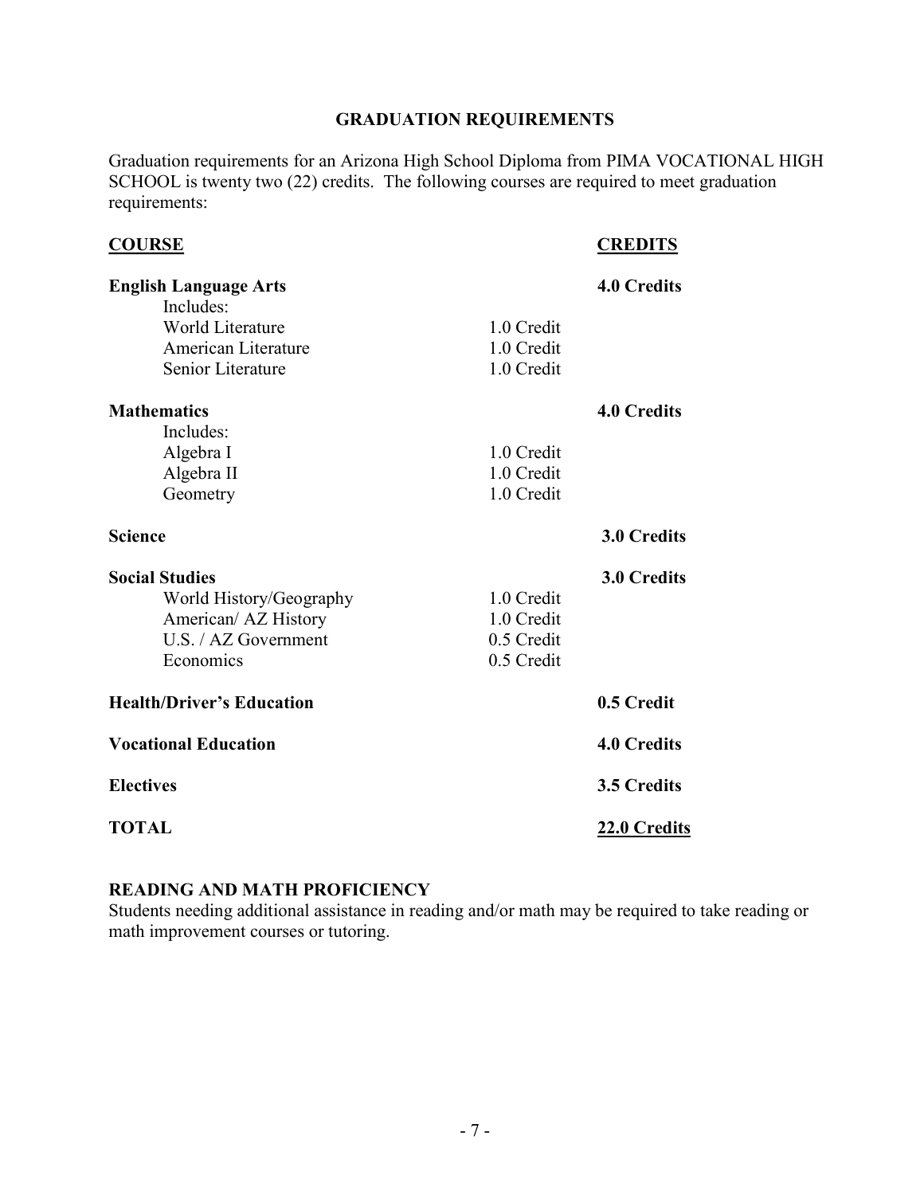## GRADUATION REQUIREMENTS

Graduation requirements for an Arizona High School Diploma from PIMA VOCATIONAL HIGH SCHOOL is twenty two (22) credits. The following courses are required to meet graduation requirements:

| COURSE | | CREDITS |
|---|---|---|
| **English Language Arts** | | **4.0 Credits** |
| Includes: | | |
| World Literature | 1.0 Credit | |
| American Literature | 1.0 Credit | |
| Senior Literature | 1.0 Credit | |
| **Mathematics** | | **4.0 Credits** |
| Includes: | | |
| Algebra I | 1.0 Credit | |
| Algebra II | 1.0 Credit | |
| Geometry | 1.0 Credit | |
| **Science** | | **3.0 Credits** |
| **Social Studies** | | **3.0 Credits** |
| World History/Geography | 1.0 Credit | |
| American/ AZ History | 1.0 Credit | |
| U.S. / AZ Government | 0.5 Credit | |
| Economics | 0.5 Credit | |
| **Health/Driver's Education** | | **0.5 Credit** |
| **Vocational Education** | | **4.0 Credits** |
| **Electives** | | **3.5 Credits** |
| **TOTAL** | | **22.0 Credits** |

### READING AND MATH PROFICIENCY

Students needing additional assistance in reading and/or math may be required to take reading or math improvement courses or tutoring.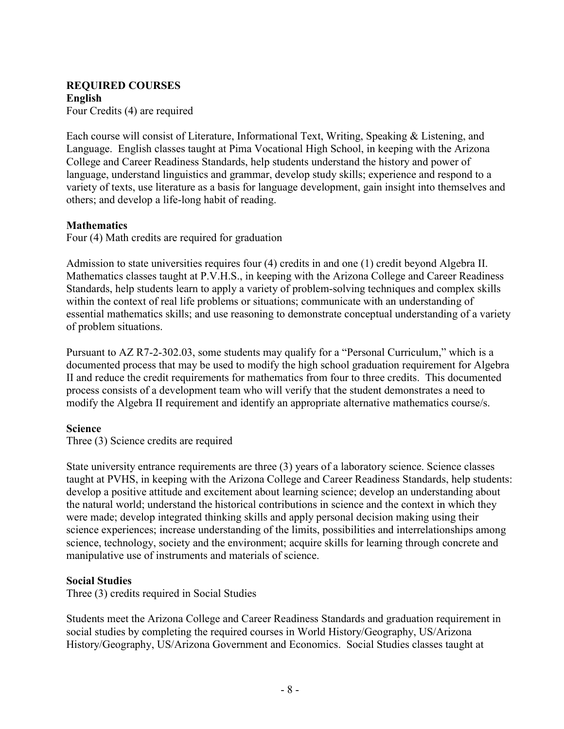**REQUIRED COURSES**

**English**

Four Credits (4) are required

Each course will consist of Literature, Informational Text, Writing, Speaking & Listening, and Language. English classes taught at Pima Vocational High School, in keeping with the Arizona College and Career Readiness Standards, help students understand the history and power of language, understand linguistics and grammar, develop study skills; experience and respond to a variety of texts, use literature as a basis for language development, gain insight into themselves and others; and develop a life-long habit of reading.

**Mathematics**

Four (4) Math credits are required for graduation

Admission to state universities requires four (4) credits in and one (1) credit beyond Algebra II. Mathematics classes taught at P.V.H.S., in keeping with the Arizona College and Career Readiness Standards, help students learn to apply a variety of problem-solving techniques and complex skills within the context of real life problems or situations; communicate with an understanding of essential mathematics skills; and use reasoning to demonstrate conceptual understanding of a variety of problem situations.

Pursuant to AZ R7-2-302.03, some students may qualify for a "Personal Curriculum," which is a documented process that may be used to modify the high school graduation requirement for Algebra II and reduce the credit requirements for mathematics from four to three credits. This documented process consists of a development team who will verify that the student demonstrates a need to modify the Algebra II requirement and identify an appropriate alternative mathematics course/s.

**Science**

Three (3) Science credits are required

State university entrance requirements are three (3) years of a laboratory science. Science classes taught at PVHS, in keeping with the Arizona College and Career Readiness Standards, help students: develop a positive attitude and excitement about learning science; develop an understanding about the natural world; understand the historical contributions in science and the context in which they were made; develop integrated thinking skills and apply personal decision making using their science experiences; increase understanding of the limits, possibilities and interrelationships among science, technology, society and the environment; acquire skills for learning through concrete and manipulative use of instruments and materials of science.

**Social Studies**

Three (3) credits required in Social Studies

Students meet the Arizona College and Career Readiness Standards and graduation requirement in social studies by completing the required courses in World History/Geography, US/Arizona History/Geography, US/Arizona Government and Economics. Social Studies classes taught at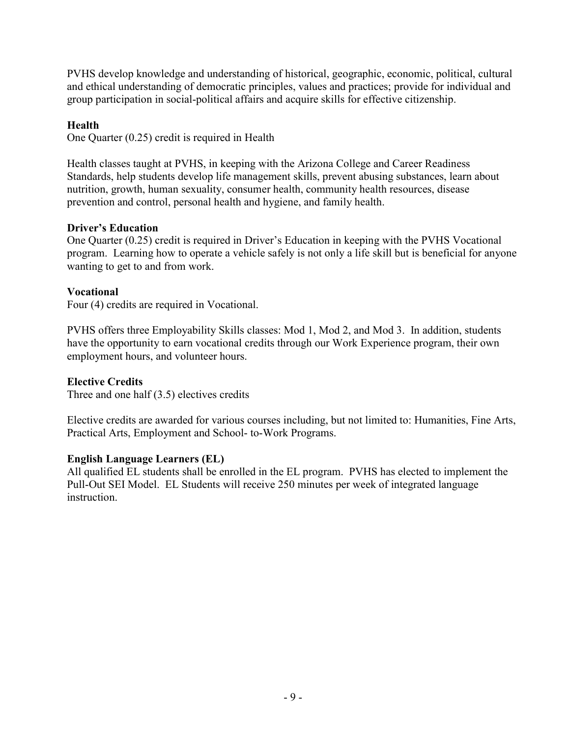PVHS develop knowledge and understanding of historical, geographic, economic, political, cultural and ethical understanding of democratic principles, values and practices; provide for individual and group participation in social-political affairs and acquire skills for effective citizenship.

**Health**

One Quarter (0.25) credit is required in Health

Health classes taught at PVHS, in keeping with the Arizona College and Career Readiness Standards, help students develop life management skills, prevent abusing substances, learn about nutrition, growth, human sexuality, consumer health, community health resources, disease prevention and control, personal health and hygiene, and family health.

**Driver's Education**

One Quarter (0.25) credit is required in Driver's Education in keeping with the PVHS Vocational program. Learning how to operate a vehicle safely is not only a life skill but is beneficial for anyone wanting to get to and from work.

**Vocational**

Four (4) credits are required in Vocational.

PVHS offers three Employability Skills classes: Mod 1, Mod 2, and Mod 3. In addition, students have the opportunity to earn vocational credits through our Work Experience program, their own employment hours, and volunteer hours.

**Elective Credits**

Three and one half (3.5) electives credits

Elective credits are awarded for various courses including, but not limited to: Humanities, Fine Arts, Practical Arts, Employment and School- to-Work Programs.

**English Language Learners (EL)**

All qualified EL students shall be enrolled in the EL program. PVHS has elected to implement the Pull-Out SEI Model. EL Students will receive 250 minutes per week of integrated language instruction.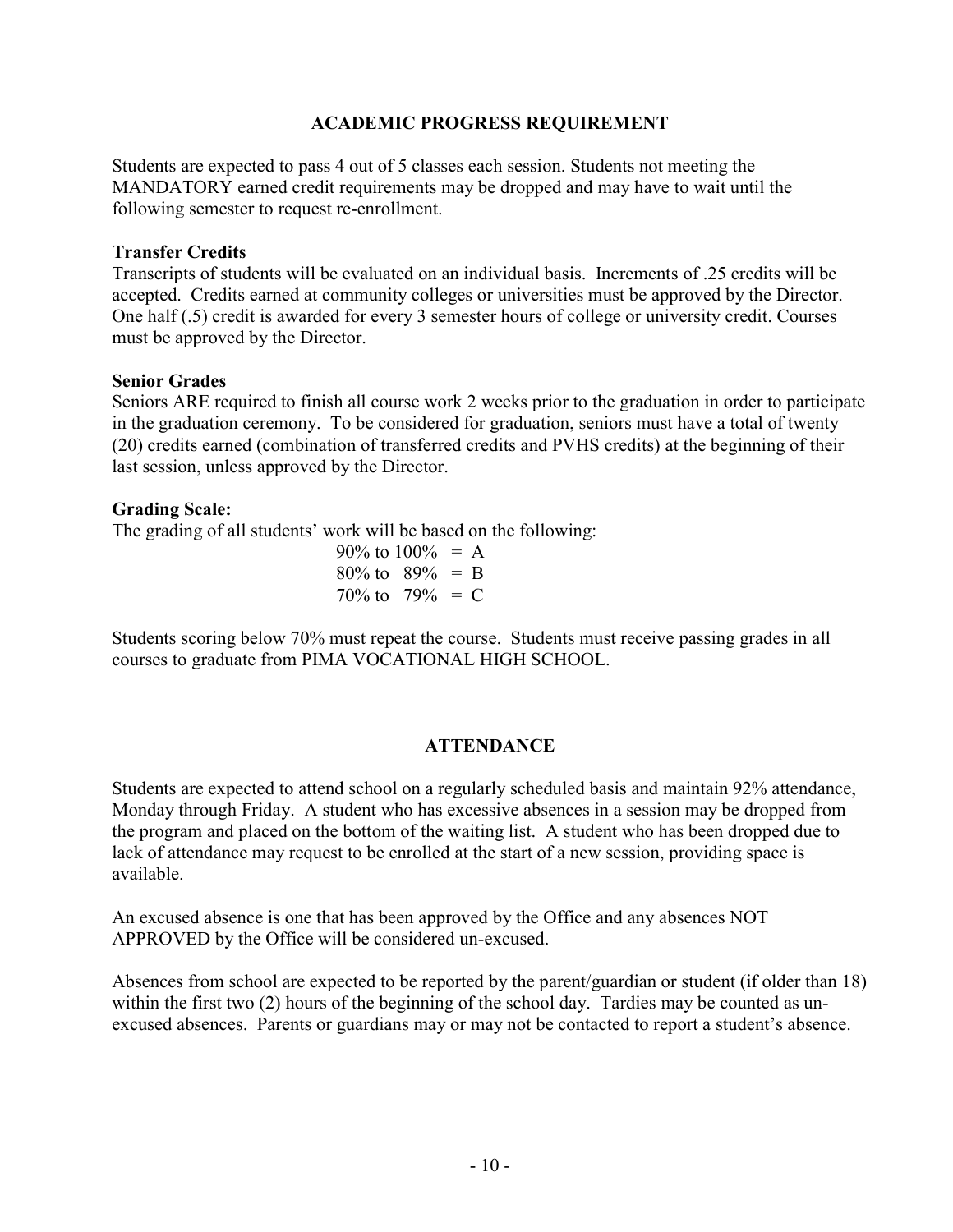## ACADEMIC PROGRESS REQUIREMENT

Students are expected to pass 4 out of 5 classes each session. Students not meeting the MANDATORY earned credit requirements may be dropped and may have to wait until the following semester to request re-enrollment.

### Transfer Credits

Transcripts of students will be evaluated on an individual basis. Increments of .25 credits will be accepted. Credits earned at community colleges or universities must be approved by the Director. One half (.5) credit is awarded for every 3 semester hours of college or university credit. Courses must be approved by the Director.

### Senior Grades

Seniors ARE required to finish all course work 2 weeks prior to the graduation in order to participate in the graduation ceremony. To be considered for graduation, seniors must have a total of twenty (20) credits earned (combination of transferred credits and PVHS credits) at the beginning of their last session, unless approved by the Director.

### Grading Scale:

The grading of all students' work will be based on the following:

90% to 100% = A
80% to 89% = B
70% to 79% = C

Students scoring below 70% must repeat the course. Students must receive passing grades in all courses to graduate from PIMA VOCATIONAL HIGH SCHOOL.

## ATTENDANCE

Students are expected to attend school on a regularly scheduled basis and maintain 92% attendance, Monday through Friday. A student who has excessive absences in a session may be dropped from the program and placed on the bottom of the waiting list. A student who has been dropped due to lack of attendance may request to be enrolled at the start of a new session, providing space is available.

An excused absence is one that has been approved by the Office and any absences NOT APPROVED by the Office will be considered un-excused.

Absences from school are expected to be reported by the parent/guardian or student (if older than 18) within the first two (2) hours of the beginning of the school day. Tardies may be counted as un-excused absences. Parents or guardians may or may not be contacted to report a student's absence.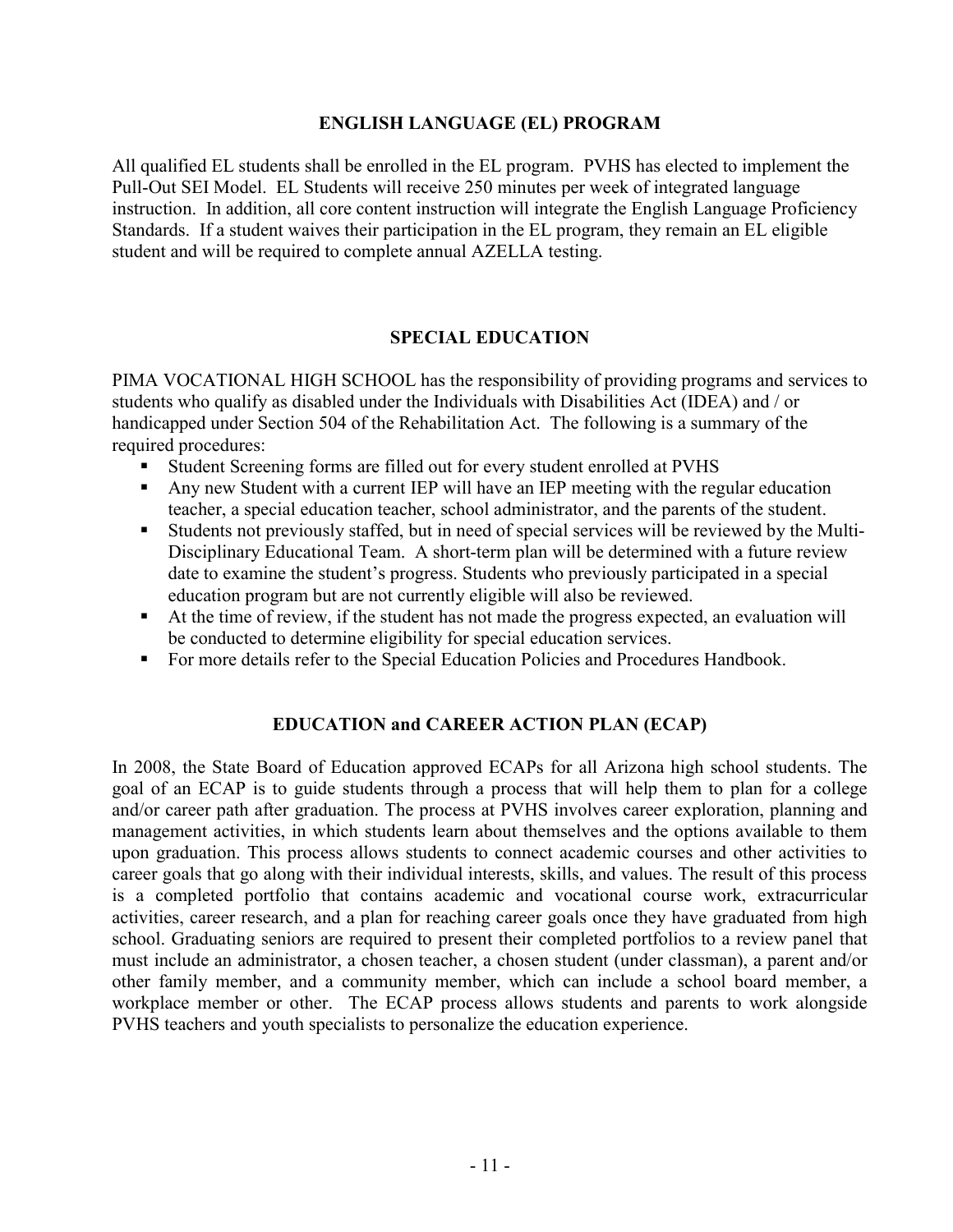## ENGLISH LANGUAGE (EL) PROGRAM

All qualified EL students shall be enrolled in the EL program. PVHS has elected to implement the Pull-Out SEI Model. EL Students will receive 250 minutes per week of integrated language instruction. In addition, all core content instruction will integrate the English Language Proficiency Standards. If a student waives their participation in the EL program, they remain an EL eligible student and will be required to complete annual AZELLA testing.

## SPECIAL EDUCATION

PIMA VOCATIONAL HIGH SCHOOL has the responsibility of providing programs and services to students who qualify as disabled under the Individuals with Disabilities Act (IDEA) and / or handicapped under Section 504 of the Rehabilitation Act. The following is a summary of the required procedures:

- Student Screening forms are filled out for every student enrolled at PVHS
- Any new Student with a current IEP will have an IEP meeting with the regular education teacher, a special education teacher, school administrator, and the parents of the student.
- Students not previously staffed, but in need of special services will be reviewed by the Multi-Disciplinary Educational Team. A short-term plan will be determined with a future review date to examine the student's progress. Students who previously participated in a special education program but are not currently eligible will also be reviewed.
- At the time of review, if the student has not made the progress expected, an evaluation will be conducted to determine eligibility for special education services.
- For more details refer to the Special Education Policies and Procedures Handbook.

## EDUCATION and CAREER ACTION PLAN (ECAP)

In 2008, the State Board of Education approved ECAPs for all Arizona high school students. The goal of an ECAP is to guide students through a process that will help them to plan for a college and/or career path after graduation. The process at PVHS involves career exploration, planning and management activities, in which students learn about themselves and the options available to them upon graduation. This process allows students to connect academic courses and other activities to career goals that go along with their individual interests, skills, and values. The result of this process is a completed portfolio that contains academic and vocational course work, extracurricular activities, career research, and a plan for reaching career goals once they have graduated from high school. Graduating seniors are required to present their completed portfolios to a review panel that must include an administrator, a chosen teacher, a chosen student (under classman), a parent and/or other family member, and a community member, which can include a school board member, a workplace member or other. The ECAP process allows students and parents to work alongside PVHS teachers and youth specialists to personalize the education experience.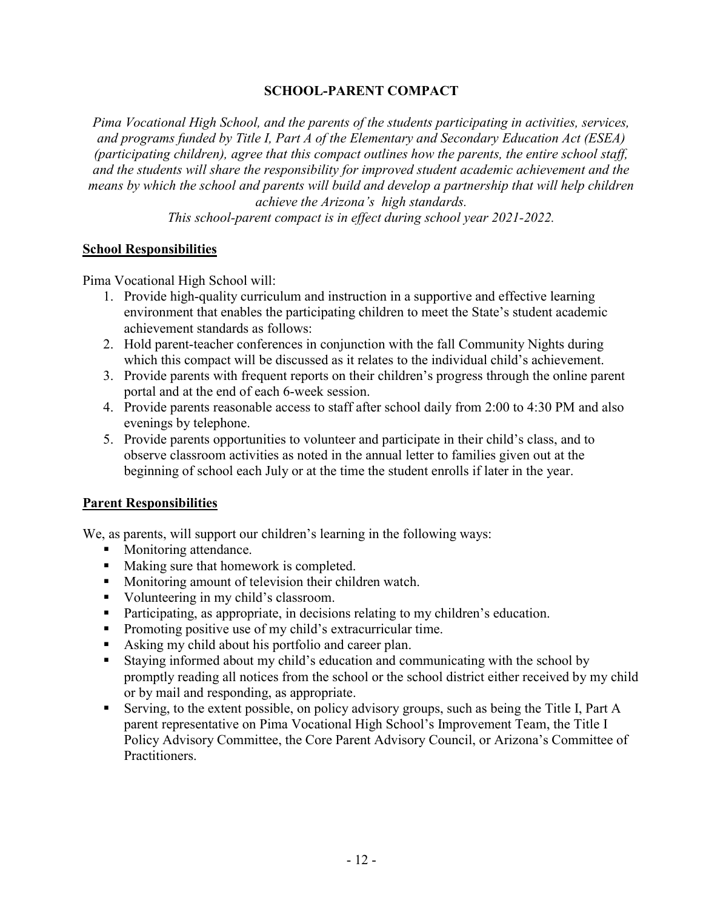## SCHOOL-PARENT COMPACT

*Pima Vocational High School, and the parents of the students participating in activities, services, and programs funded by Title I, Part A of the Elementary and Secondary Education Act (ESEA) (participating children), agree that this compact outlines how the parents, the entire school staff, and the students will share the responsibility for improved student academic achievement and the means by which the school and parents will build and develop a partnership that will help children achieve the Arizona's high standards.*

*This school-parent compact is in effect during school year 2021-2022.*

### School Responsibilities

Pima Vocational High School will:

1. Provide high-quality curriculum and instruction in a supportive and effective learning environment that enables the participating children to meet the State's student academic achievement standards as follows:
2. Hold parent-teacher conferences in conjunction with the fall Community Nights during which this compact will be discussed as it relates to the individual child's achievement.
3. Provide parents with frequent reports on their children's progress through the online parent portal and at the end of each 6-week session.
4. Provide parents reasonable access to staff after school daily from 2:00 to 4:30 PM and also evenings by telephone.
5. Provide parents opportunities to volunteer and participate in their child's class, and to observe classroom activities as noted in the annual letter to families given out at the beginning of school each July or at the time the student enrolls if later in the year.

### Parent Responsibilities

We, as parents, will support our children's learning in the following ways:

- Monitoring attendance.
- Making sure that homework is completed.
- Monitoring amount of television their children watch.
- Volunteering in my child's classroom.
- Participating, as appropriate, in decisions relating to my children's education.
- Promoting positive use of my child's extracurricular time.
- Asking my child about his portfolio and career plan.
- Staying informed about my child's education and communicating with the school by promptly reading all notices from the school or the school district either received by my child or by mail and responding, as appropriate.
- Serving, to the extent possible, on policy advisory groups, such as being the Title I, Part A parent representative on Pima Vocational High School's Improvement Team, the Title I Policy Advisory Committee, the Core Parent Advisory Council, or Arizona's Committee of Practitioners.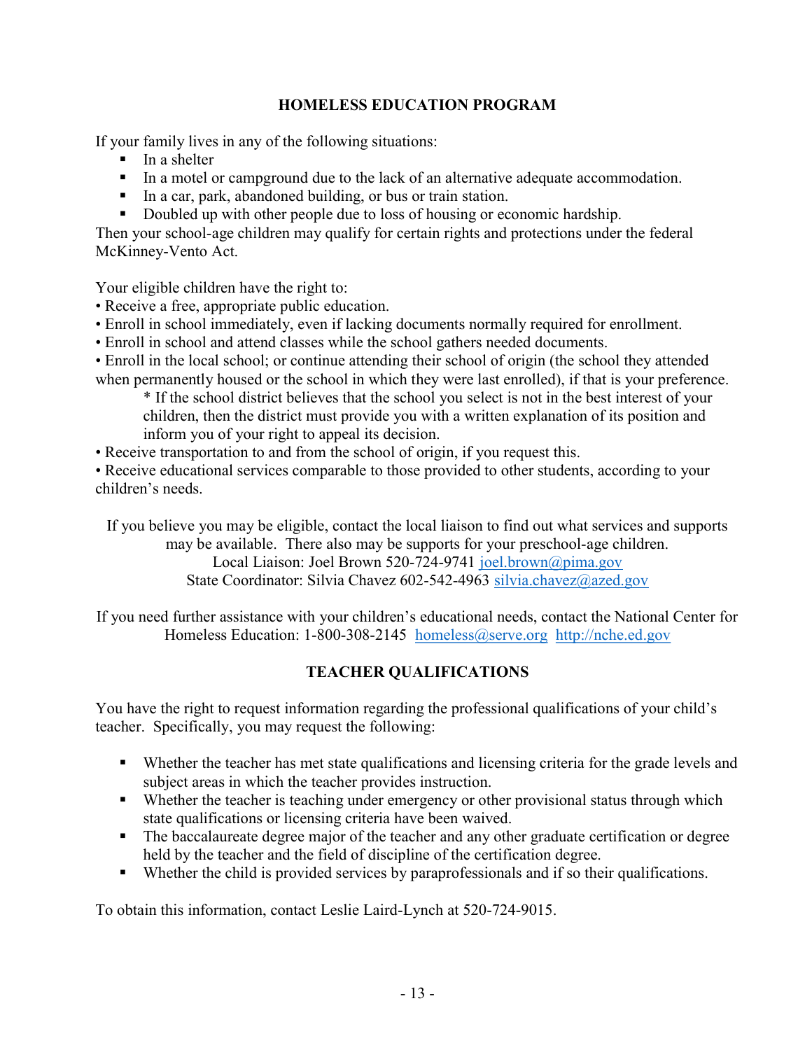## HOMELESS EDUCATION PROGRAM

If your family lives in any of the following situations:

- In a shelter
- In a motel or campground due to the lack of an alternative adequate accommodation.
- In a car, park, abandoned building, or bus or train station.
- Doubled up with other people due to loss of housing or economic hardship.

Then your school-age children may qualify for certain rights and protections under the federal McKinney-Vento Act.

Your eligible children have the right to:

- Receive a free, appropriate public education.
- Enroll in school immediately, even if lacking documents normally required for enrollment.
- Enroll in school and attend classes while the school gathers needed documents.
- Enroll in the local school; or continue attending their school of origin (the school they attended when permanently housed or the school in which they were last enrolled), if that is your preference.
  
  * If the school district believes that the school you select is not in the best interest of your children, then the district must provide you with a written explanation of its position and inform you of your right to appeal its decision.
- Receive transportation to and from the school of origin, if you request this.
- Receive educational services comparable to those provided to other students, according to your children's needs.

If you believe you may be eligible, contact the local liaison to find out what services and supports may be available. There also may be supports for your preschool-age children.

Local Liaison: Joel Brown 520-724-9741 joel.brown@pima.gov

State Coordinator: Silvia Chavez 602-542-4963 silvia.chavez@azed.gov

If you need further assistance with your children's educational needs, contact the National Center for Homeless Education: 1-800-308-2145 homeless@serve.org http://nche.ed.gov

## TEACHER QUALIFICATIONS

You have the right to request information regarding the professional qualifications of your child's teacher. Specifically, you may request the following:

- Whether the teacher has met state qualifications and licensing criteria for the grade levels and subject areas in which the teacher provides instruction.
- Whether the teacher is teaching under emergency or other provisional status through which state qualifications or licensing criteria have been waived.
- The baccalaureate degree major of the teacher and any other graduate certification or degree held by the teacher and the field of discipline of the certification degree.
- Whether the child is provided services by paraprofessionals and if so their qualifications.

To obtain this information, contact Leslie Laird-Lynch at 520-724-9015.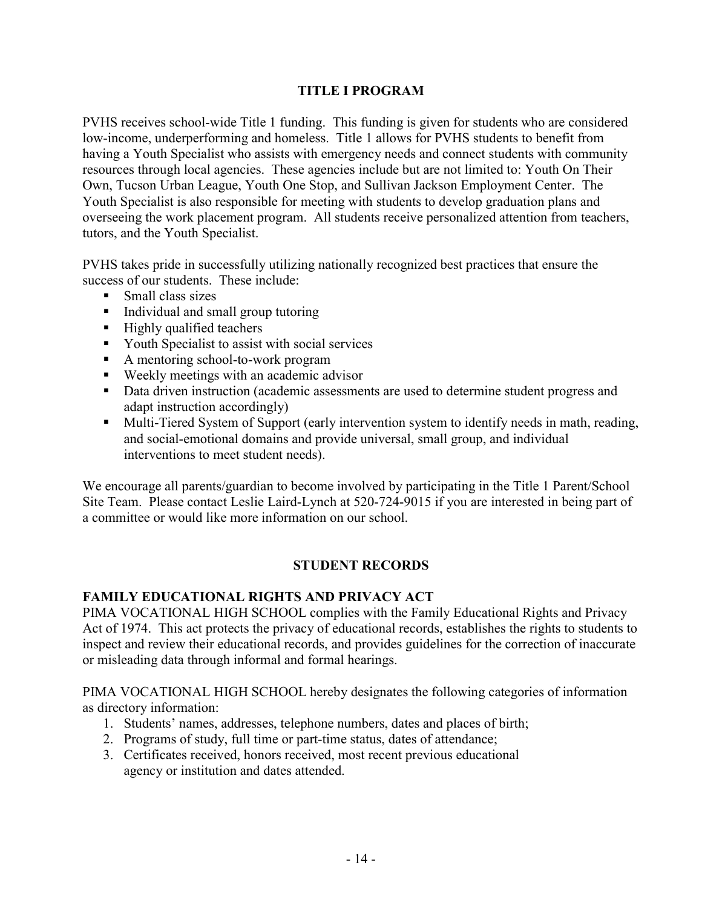## TITLE I PROGRAM

PVHS receives school-wide Title 1 funding. This funding is given for students who are considered low-income, underperforming and homeless. Title 1 allows for PVHS students to benefit from having a Youth Specialist who assists with emergency needs and connect students with community resources through local agencies. These agencies include but are not limited to: Youth On Their Own, Tucson Urban League, Youth One Stop, and Sullivan Jackson Employment Center. The Youth Specialist is also responsible for meeting with students to develop graduation plans and overseeing the work placement program. All students receive personalized attention from teachers, tutors, and the Youth Specialist.

PVHS takes pride in successfully utilizing nationally recognized best practices that ensure the success of our students. These include:

- Small class sizes
- Individual and small group tutoring
- Highly qualified teachers
- Youth Specialist to assist with social services
- A mentoring school-to-work program
- Weekly meetings with an academic advisor
- Data driven instruction (academic assessments are used to determine student progress and adapt instruction accordingly)
- Multi-Tiered System of Support (early intervention system to identify needs in math, reading, and social-emotional domains and provide universal, small group, and individual interventions to meet student needs).

We encourage all parents/guardian to become involved by participating in the Title 1 Parent/School Site Team. Please contact Leslie Laird-Lynch at 520-724-9015 if you are interested in being part of a committee or would like more information on our school.

## STUDENT RECORDS

### FAMILY EDUCATIONAL RIGHTS AND PRIVACY ACT

PIMA VOCATIONAL HIGH SCHOOL complies with the Family Educational Rights and Privacy Act of 1974. This act protects the privacy of educational records, establishes the rights to students to inspect and review their educational records, and provides guidelines for the correction of inaccurate or misleading data through informal and formal hearings.

PIMA VOCATIONAL HIGH SCHOOL hereby designates the following categories of information as directory information:

1. Students' names, addresses, telephone numbers, dates and places of birth;
2. Programs of study, full time or part-time status, dates of attendance;
3. Certificates received, honors received, most recent previous educational agency or institution and dates attended.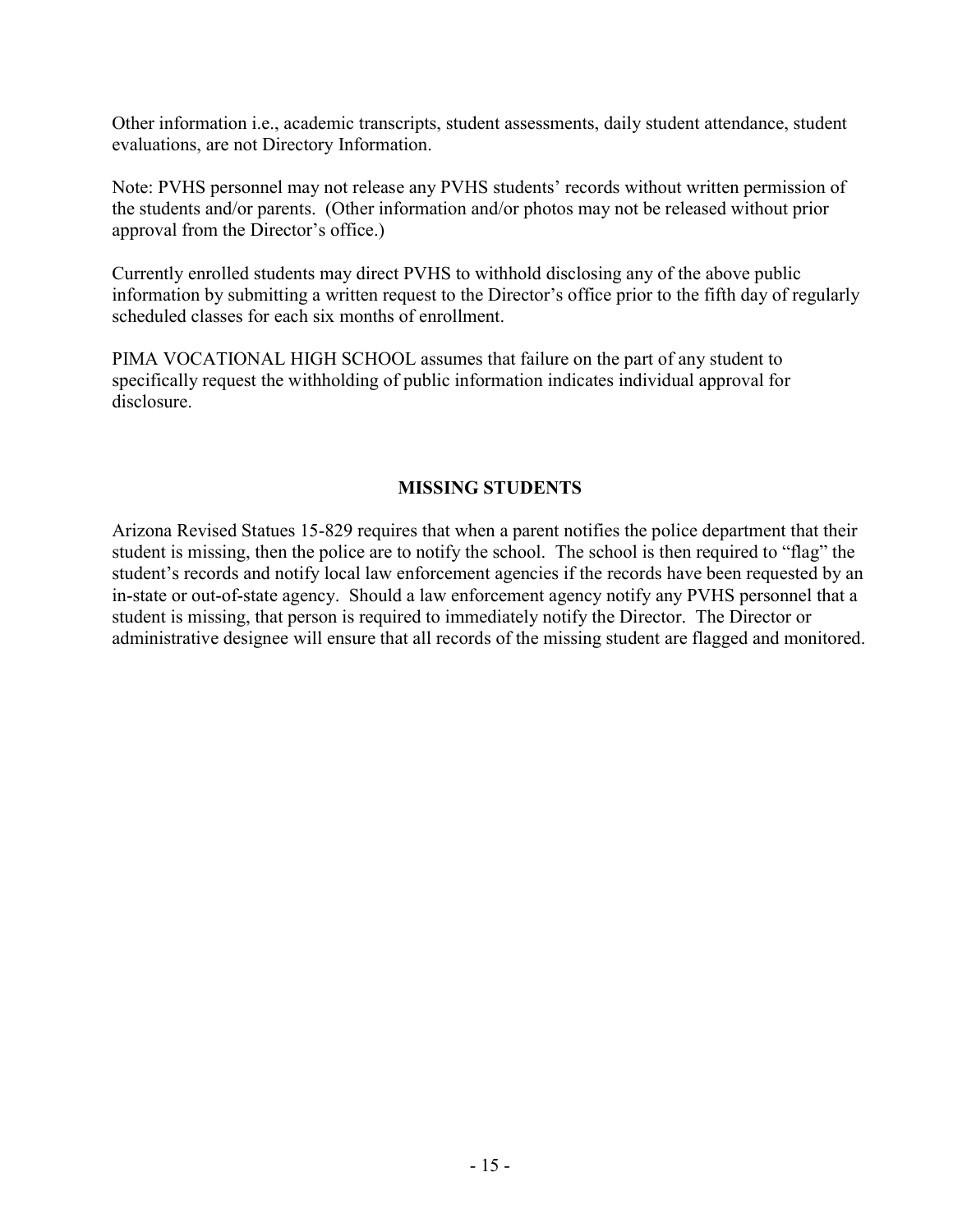Other information i.e., academic transcripts, student assessments, daily student attendance, student evaluations, are not Directory Information.

Note: PVHS personnel may not release any PVHS students' records without written permission of the students and/or parents. (Other information and/or photos may not be released without prior approval from the Director's office.)

Currently enrolled students may direct PVHS to withhold disclosing any of the above public information by submitting a written request to the Director's office prior to the fifth day of regularly scheduled classes for each six months of enrollment.

PIMA VOCATIONAL HIGH SCHOOL assumes that failure on the part of any student to specifically request the withholding of public information indicates individual approval for disclosure.

## MISSING STUDENTS

Arizona Revised Statues 15-829 requires that when a parent notifies the police department that their student is missing, then the police are to notify the school. The school is then required to "flag" the student's records and notify local law enforcement agencies if the records have been requested by an in-state or out-of-state agency. Should a law enforcement agency notify any PVHS personnel that a student is missing, that person is required to immediately notify the Director. The Director or administrative designee will ensure that all records of the missing student are flagged and monitored.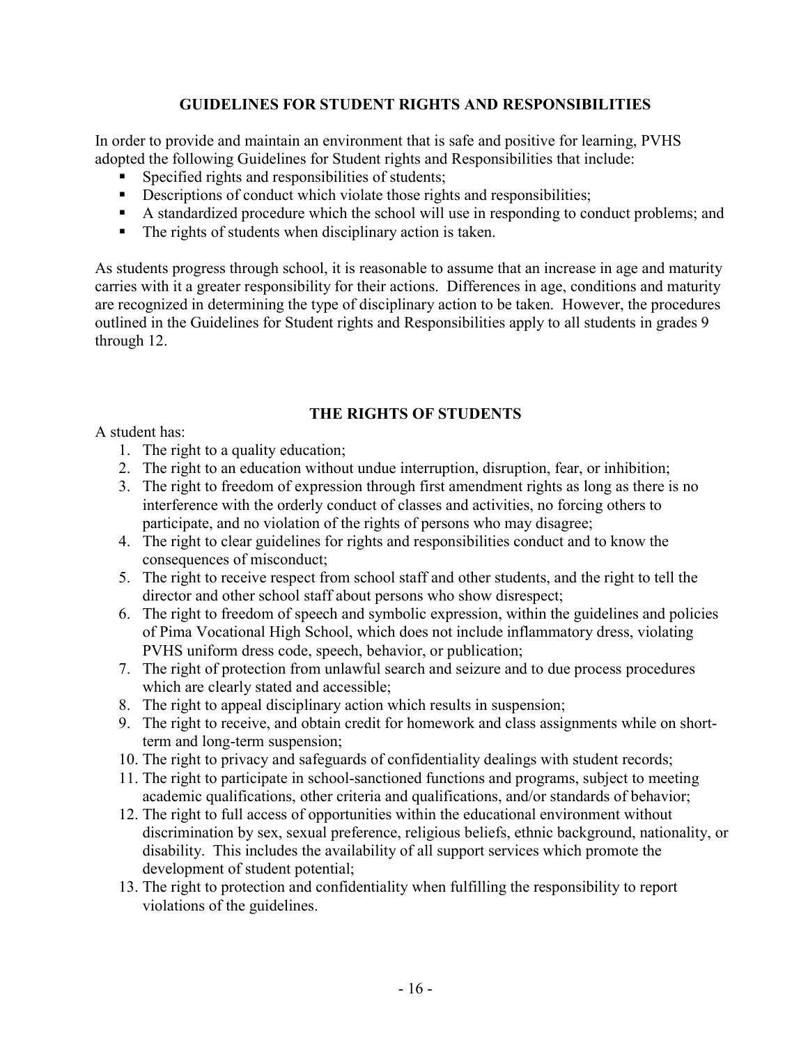## GUIDELINES FOR STUDENT RIGHTS AND RESPONSIBILITIES

In order to provide and maintain an environment that is safe and positive for learning, PVHS adopted the following Guidelines for Student rights and Responsibilities that include:

- Specified rights and responsibilities of students;
- Descriptions of conduct which violate those rights and responsibilities;
- A standardized procedure which the school will use in responding to conduct problems; and
- The rights of students when disciplinary action is taken.

As students progress through school, it is reasonable to assume that an increase in age and maturity carries with it a greater responsibility for their actions. Differences in age, conditions and maturity are recognized in determining the type of disciplinary action to be taken. However, the procedures outlined in the Guidelines for Student rights and Responsibilities apply to all students in grades 9 through 12.

## THE RIGHTS OF STUDENTS

A student has:

1. The right to a quality education;
2. The right to an education without undue interruption, disruption, fear, or inhibition;
3. The right to freedom of expression through first amendment rights as long as there is no interference with the orderly conduct of classes and activities, no forcing others to participate, and no violation of the rights of persons who may disagree;
4. The right to clear guidelines for rights and responsibilities conduct and to know the consequences of misconduct;
5. The right to receive respect from school staff and other students, and the right to tell the director and other school staff about persons who show disrespect;
6. The right to freedom of speech and symbolic expression, within the guidelines and policies of Pima Vocational High School, which does not include inflammatory dress, violating PVHS uniform dress code, speech, behavior, or publication;
7. The right of protection from unlawful search and seizure and to due process procedures which are clearly stated and accessible;
8. The right to appeal disciplinary action which results in suspension;
9. The right to receive, and obtain credit for homework and class assignments while on short-term and long-term suspension;
10. The right to privacy and safeguards of confidentiality dealings with student records;
11. The right to participate in school-sanctioned functions and programs, subject to meeting academic qualifications, other criteria and qualifications, and/or standards of behavior;
12. The right to full access of opportunities within the educational environment without discrimination by sex, sexual preference, religious beliefs, ethnic background, nationality, or disability. This includes the availability of all support services which promote the development of student potential;
13. The right to protection and confidentiality when fulfilling the responsibility to report violations of the guidelines.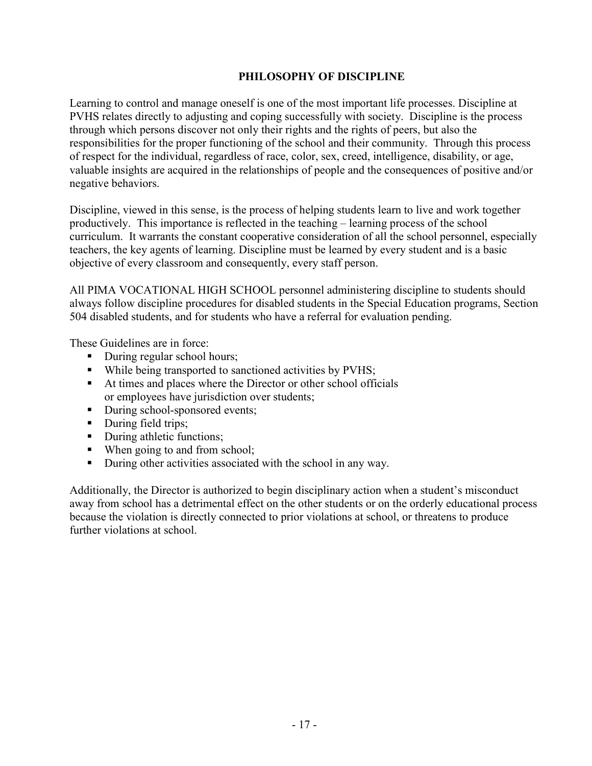## PHILOSOPHY OF DISCIPLINE

Learning to control and manage oneself is one of the most important life processes. Discipline at PVHS relates directly to adjusting and coping successfully with society. Discipline is the process through which persons discover not only their rights and the rights of peers, but also the responsibilities for the proper functioning of the school and their community. Through this process of respect for the individual, regardless of race, color, sex, creed, intelligence, disability, or age, valuable insights are acquired in the relationships of people and the consequences of positive and/or negative behaviors.

Discipline, viewed in this sense, is the process of helping students learn to live and work together productively. This importance is reflected in the teaching – learning process of the school curriculum. It warrants the constant cooperative consideration of all the school personnel, especially teachers, the key agents of learning. Discipline must be learned by every student and is a basic objective of every classroom and consequently, every staff person.

All PIMA VOCATIONAL HIGH SCHOOL personnel administering discipline to students should always follow discipline procedures for disabled students in the Special Education programs, Section 504 disabled students, and for students who have a referral for evaluation pending.

These Guidelines are in force:

- During regular school hours;
- While being transported to sanctioned activities by PVHS;
- At times and places where the Director or other school officials or employees have jurisdiction over students;
- During school-sponsored events;
- During field trips;
- During athletic functions;
- When going to and from school;
- During other activities associated with the school in any way.

Additionally, the Director is authorized to begin disciplinary action when a student's misconduct away from school has a detrimental effect on the other students or on the orderly educational process because the violation is directly connected to prior violations at school, or threatens to produce further violations at school.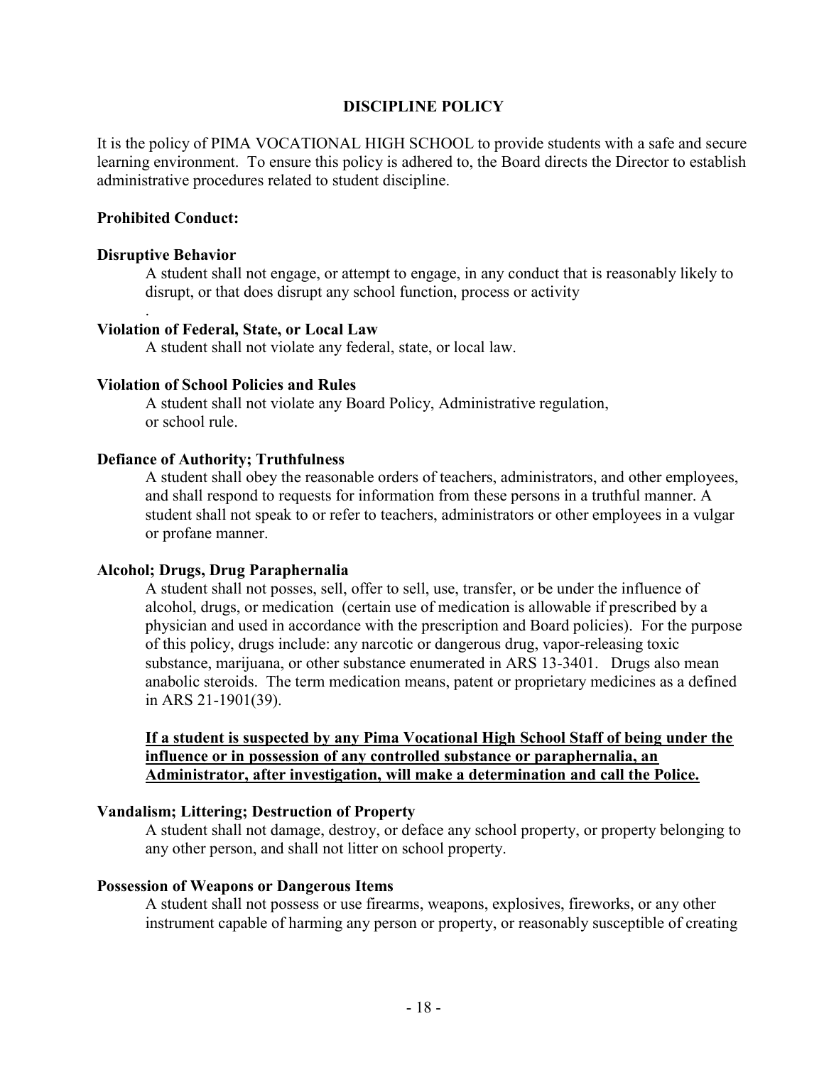## DISCIPLINE POLICY

It is the policy of PIMA VOCATIONAL HIGH SCHOOL to provide students with a safe and secure learning environment. To ensure this policy is adhered to, the Board directs the Director to establish administrative procedures related to student discipline.

**Prohibited Conduct:**

**Disruptive Behavior**

A student shall not engage, or attempt to engage, in any conduct that is reasonably likely to disrupt, or that does disrupt any school function, process or activity

.

**Violation of Federal, State, or Local Law**

A student shall not violate any federal, state, or local law.

**Violation of School Policies and Rules**

A student shall not violate any Board Policy, Administrative regulation, or school rule.

**Defiance of Authority; Truthfulness**

A student shall obey the reasonable orders of teachers, administrators, and other employees, and shall respond to requests for information from these persons in a truthful manner. A student shall not speak to or refer to teachers, administrators or other employees in a vulgar or profane manner.

**Alcohol; Drugs, Drug Paraphernalia**

A student shall not posses, sell, offer to sell, use, transfer, or be under the influence of alcohol, drugs, or medication (certain use of medication is allowable if prescribed by a physician and used in accordance with the prescription and Board policies). For the purpose of this policy, drugs include: any narcotic or dangerous drug, vapor-releasing toxic substance, marijuana, or other substance enumerated in ARS 13-3401. Drugs also mean anabolic steroids. The term medication means, patent or proprietary medicines as a defined in ARS 21-1901(39).

**If a student is suspected by any Pima Vocational High School Staff of being under the influence or in possession of any controlled substance or paraphernalia, an Administrator, after investigation, will make a determination and call the Police.**

**Vandalism; Littering; Destruction of Property**

A student shall not damage, destroy, or deface any school property, or property belonging to any other person, and shall not litter on school property.

**Possession of Weapons or Dangerous Items**

A student shall not possess or use firearms, weapons, explosives, fireworks, or any other instrument capable of harming any person or property, or reasonably susceptible of creating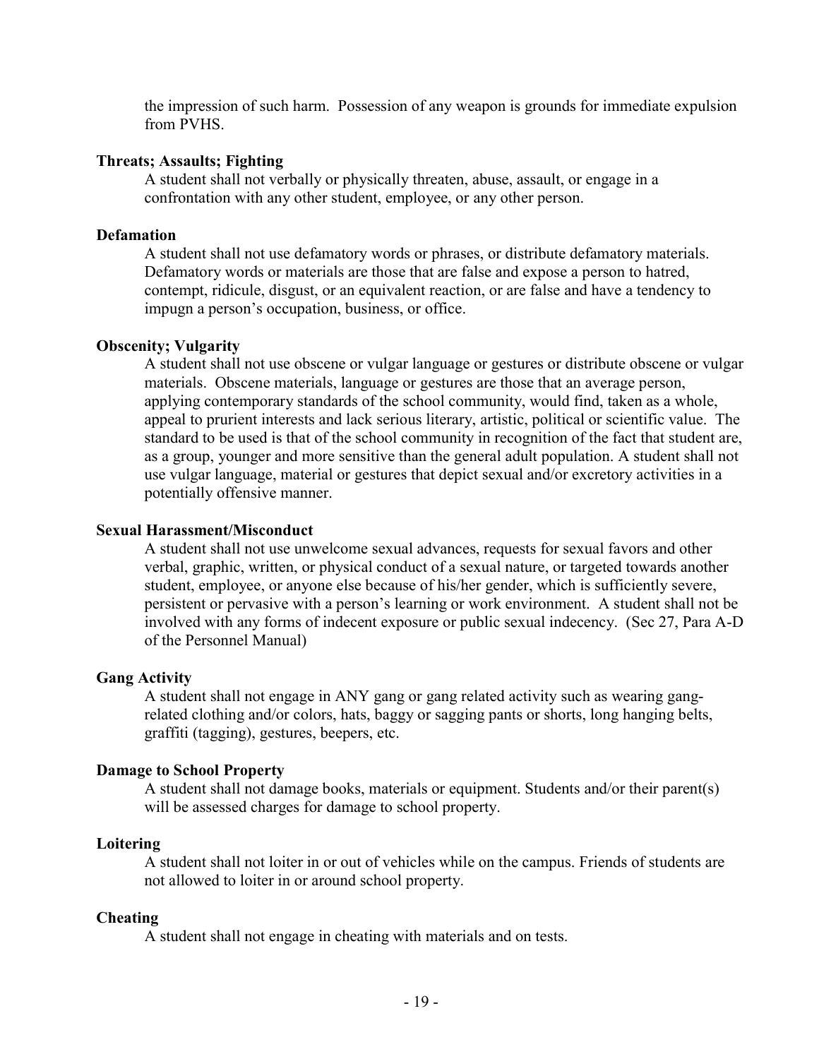the impression of such harm. Possession of any weapon is grounds for immediate expulsion from PVHS.

**Threats; Assaults; Fighting**

A student shall not verbally or physically threaten, abuse, assault, or engage in a confrontation with any other student, employee, or any other person.

**Defamation**

A student shall not use defamatory words or phrases, or distribute defamatory materials. Defamatory words or materials are those that are false and expose a person to hatred, contempt, ridicule, disgust, or an equivalent reaction, or are false and have a tendency to impugn a person's occupation, business, or office.

**Obscenity; Vulgarity**

A student shall not use obscene or vulgar language or gestures or distribute obscene or vulgar materials. Obscene materials, language or gestures are those that an average person, applying contemporary standards of the school community, would find, taken as a whole, appeal to prurient interests and lack serious literary, artistic, political or scientific value. The standard to be used is that of the school community in recognition of the fact that student are, as a group, younger and more sensitive than the general adult population. A student shall not use vulgar language, material or gestures that depict sexual and/or excretory activities in a potentially offensive manner.

**Sexual Harassment/Misconduct**

A student shall not use unwelcome sexual advances, requests for sexual favors and other verbal, graphic, written, or physical conduct of a sexual nature, or targeted towards another student, employee, or anyone else because of his/her gender, which is sufficiently severe, persistent or pervasive with a person's learning or work environment. A student shall not be involved with any forms of indecent exposure or public sexual indecency. (Sec 27, Para A-D of the Personnel Manual)

**Gang Activity**

A student shall not engage in ANY gang or gang related activity such as wearing gang-related clothing and/or colors, hats, baggy or sagging pants or shorts, long hanging belts, graffiti (tagging), gestures, beepers, etc.

**Damage to School Property**

A student shall not damage books, materials or equipment. Students and/or their parent(s) will be assessed charges for damage to school property.

**Loitering**

A student shall not loiter in or out of vehicles while on the campus. Friends of students are not allowed to loiter in or around school property.

**Cheating**

A student shall not engage in cheating with materials and on tests.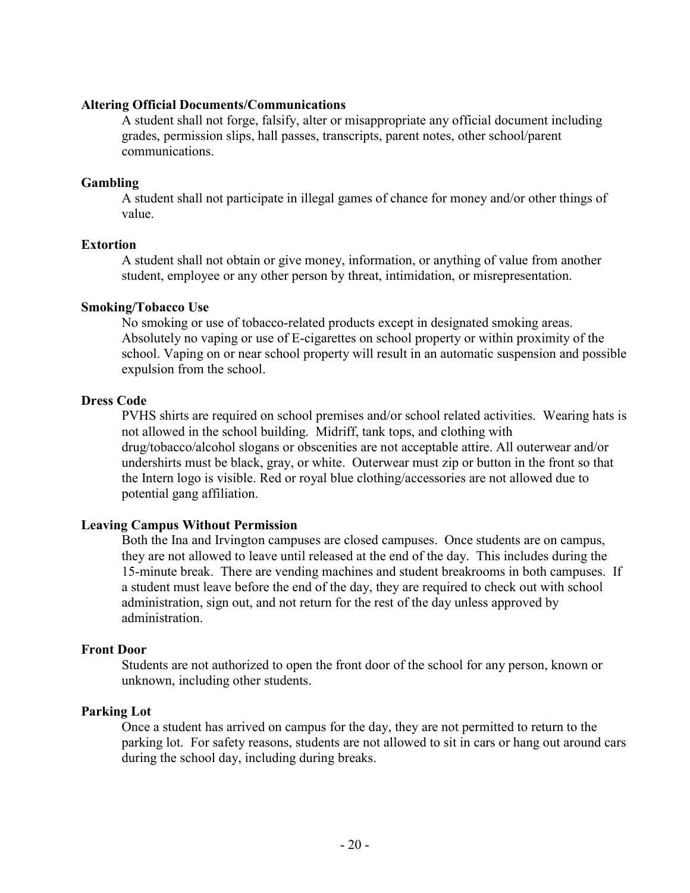**Altering Official Documents/Communications**

A student shall not forge, falsify, alter or misappropriate any official document including grades, permission slips, hall passes, transcripts, parent notes, other school/parent communications.

**Gambling**

A student shall not participate in illegal games of chance for money and/or other things of value.

**Extortion**

A student shall not obtain or give money, information, or anything of value from another student, employee or any other person by threat, intimidation, or misrepresentation.

**Smoking/Tobacco Use**

No smoking or use of tobacco-related products except in designated smoking areas. Absolutely no vaping or use of E-cigarettes on school property or within proximity of the school. Vaping on or near school property will result in an automatic suspension and possible expulsion from the school.

**Dress Code**

PVHS shirts are required on school premises and/or school related activities. Wearing hats is not allowed in the school building. Midriff, tank tops, and clothing with drug/tobacco/alcohol slogans or obscenities are not acceptable attire. All outerwear and/or undershirts must be black, gray, or white. Outerwear must zip or button in the front so that the Intern logo is visible. Red or royal blue clothing/accessories are not allowed due to potential gang affiliation.

**Leaving Campus Without Permission**

Both the Ina and Irvington campuses are closed campuses. Once students are on campus, they are not allowed to leave until released at the end of the day. This includes during the 15-minute break. There are vending machines and student breakrooms in both campuses. If a student must leave before the end of the day, they are required to check out with school administration, sign out, and not return for the rest of the day unless approved by administration.

**Front Door**

Students are not authorized to open the front door of the school for any person, known or unknown, including other students.

**Parking Lot**

Once a student has arrived on campus for the day, they are not permitted to return to the parking lot. For safety reasons, students are not allowed to sit in cars or hang out around cars during the school day, including during breaks.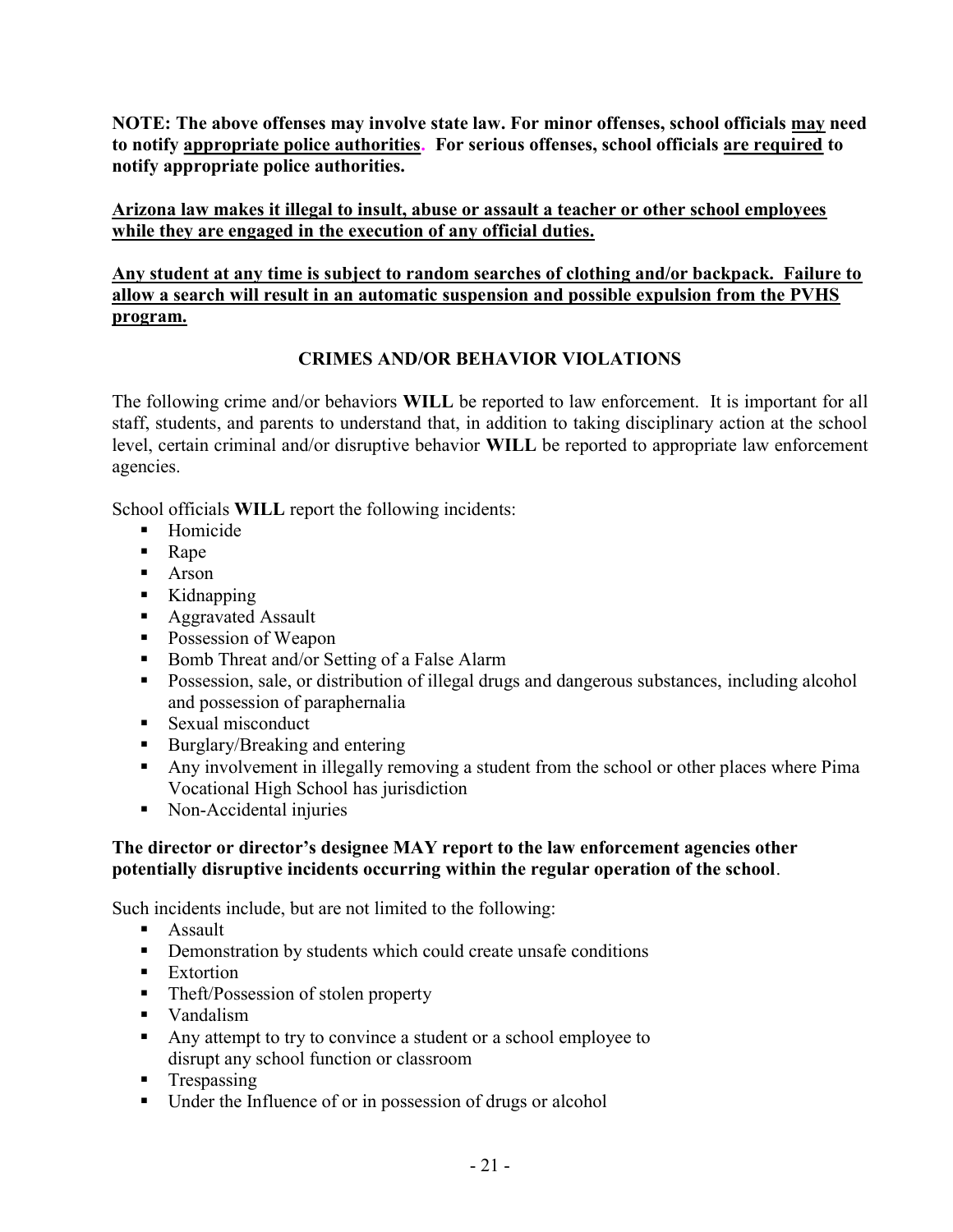**NOTE: The above offenses may involve state law. For minor offenses, school officials <u>may</u> need to notify <u>appropriate police authorities</u>. For serious offenses, school officials <u>are required</u> to notify appropriate police authorities.**

**<u>Arizona law makes it illegal to insult, abuse or assault a teacher or other school employees while they are engaged in the execution of any official duties.</u>**

**<u>Any student at any time is subject to random searches of clothing and/or backpack. Failure to allow a search will result in an automatic suspension and possible expulsion from the PVHS program.</u>**

## CRIMES AND/OR BEHAVIOR VIOLATIONS

The following crime and/or behaviors **WILL** be reported to law enforcement. It is important for all staff, students, and parents to understand that, in addition to taking disciplinary action at the school level, certain criminal and/or disruptive behavior **WILL** be reported to appropriate law enforcement agencies.

School officials **WILL** report the following incidents:

- Homicide
- Rape
- Arson
- Kidnapping
- Aggravated Assault
- Possession of Weapon
- Bomb Threat and/or Setting of a False Alarm
- Possession, sale, or distribution of illegal drugs and dangerous substances, including alcohol and possession of paraphernalia
- Sexual misconduct
- Burglary/Breaking and entering
- Any involvement in illegally removing a student from the school or other places where Pima Vocational High School has jurisdiction
- Non-Accidental injuries

**The director or director's designee MAY report to the law enforcement agencies other potentially disruptive incidents occurring within the regular operation of the school**.

Such incidents include, but are not limited to the following:

- Assault
- Demonstration by students which could create unsafe conditions
- Extortion
- Theft/Possession of stolen property
- Vandalism
- Any attempt to try to convince a student or a school employee to disrupt any school function or classroom
- Trespassing
- Under the Influence of or in possession of drugs or alcohol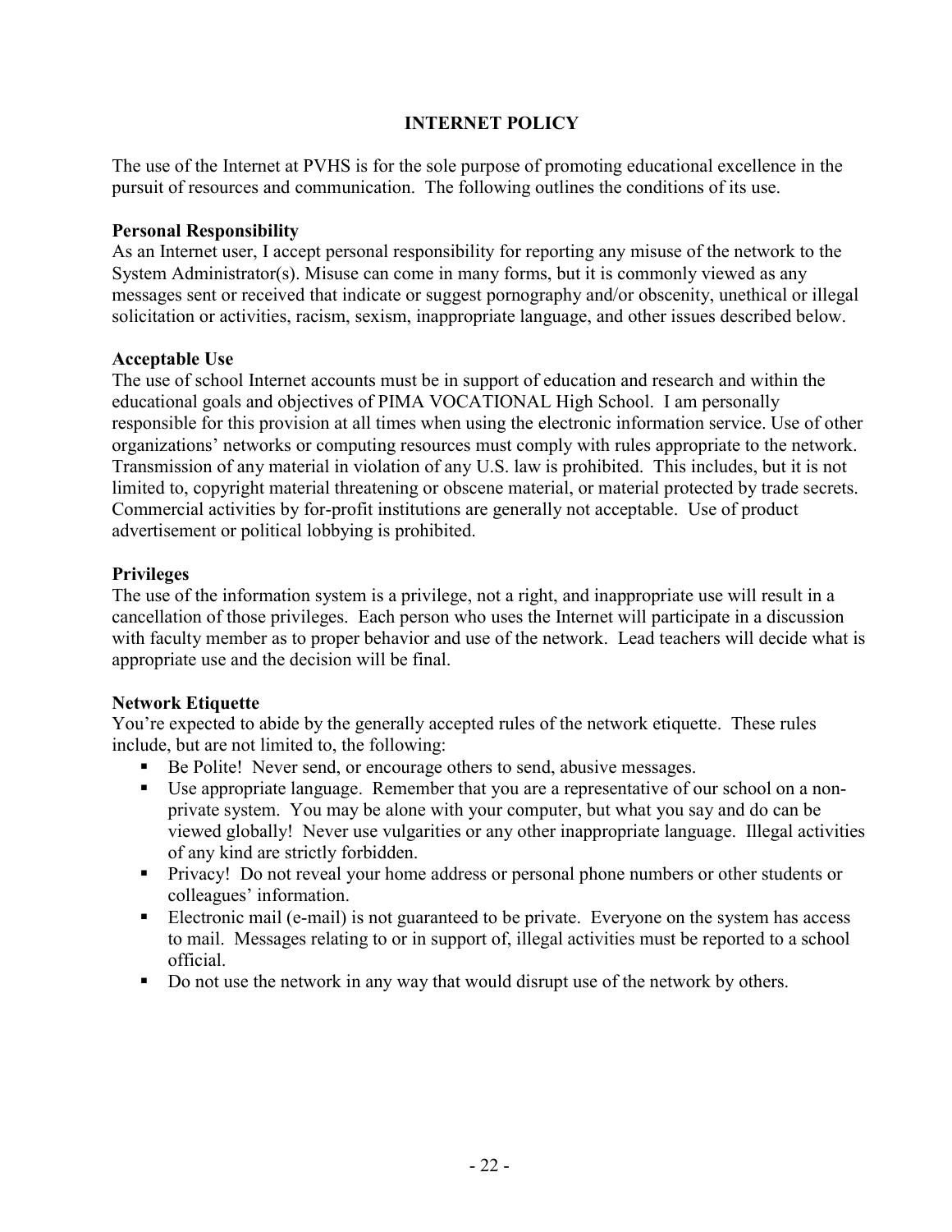# INTERNET POLICY

The use of the Internet at PVHS is for the sole purpose of promoting educational excellence in the pursuit of resources and communication. The following outlines the conditions of its use.

**Personal Responsibility**

As an Internet user, I accept personal responsibility for reporting any misuse of the network to the System Administrator(s). Misuse can come in many forms, but it is commonly viewed as any messages sent or received that indicate or suggest pornography and/or obscenity, unethical or illegal solicitation or activities, racism, sexism, inappropriate language, and other issues described below.

**Acceptable Use**

The use of school Internet accounts must be in support of education and research and within the educational goals and objectives of PIMA VOCATIONAL High School. I am personally responsible for this provision at all times when using the electronic information service. Use of other organizations' networks or computing resources must comply with rules appropriate to the network. Transmission of any material in violation of any U.S. law is prohibited. This includes, but it is not limited to, copyright material threatening or obscene material, or material protected by trade secrets. Commercial activities by for-profit institutions are generally not acceptable. Use of product advertisement or political lobbying is prohibited.

**Privileges**

The use of the information system is a privilege, not a right, and inappropriate use will result in a cancellation of those privileges. Each person who uses the Internet will participate in a discussion with faculty member as to proper behavior and use of the network. Lead teachers will decide what is appropriate use and the decision will be final.

**Network Etiquette**

You're expected to abide by the generally accepted rules of the network etiquette. These rules include, but are not limited to, the following:

- Be Polite! Never send, or encourage others to send, abusive messages.
- Use appropriate language. Remember that you are a representative of our school on a non-private system. You may be alone with your computer, but what you say and do can be viewed globally! Never use vulgarities or any other inappropriate language. Illegal activities of any kind are strictly forbidden.
- Privacy! Do not reveal your home address or personal phone numbers or other students or colleagues' information.
- Electronic mail (e-mail) is not guaranteed to be private. Everyone on the system has access to mail. Messages relating to or in support of, illegal activities must be reported to a school official.
- Do not use the network in any way that would disrupt use of the network by others.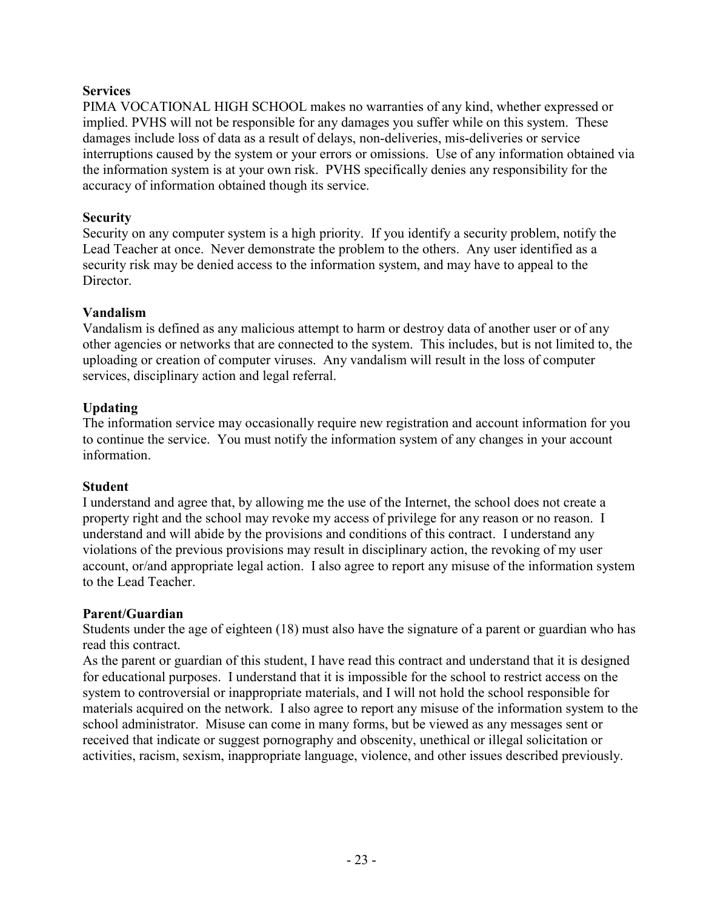**Services**

PIMA VOCATIONAL HIGH SCHOOL makes no warranties of any kind, whether expressed or implied. PVHS will not be responsible for any damages you suffer while on this system. These damages include loss of data as a result of delays, non-deliveries, mis-deliveries or service interruptions caused by the system or your errors or omissions. Use of any information obtained via the information system is at your own risk. PVHS specifically denies any responsibility for the accuracy of information obtained though its service.

**Security**

Security on any computer system is a high priority. If you identify a security problem, notify the Lead Teacher at once. Never demonstrate the problem to the others. Any user identified as a security risk may be denied access to the information system, and may have to appeal to the Director.

**Vandalism**

Vandalism is defined as any malicious attempt to harm or destroy data of another user or of any other agencies or networks that are connected to the system. This includes, but is not limited to, the uploading or creation of computer viruses. Any vandalism will result in the loss of computer services, disciplinary action and legal referral.

**Updating**

The information service may occasionally require new registration and account information for you to continue the service. You must notify the information system of any changes in your account information.

**Student**

I understand and agree that, by allowing me the use of the Internet, the school does not create a property right and the school may revoke my access of privilege for any reason or no reason. I understand and will abide by the provisions and conditions of this contract. I understand any violations of the previous provisions may result in disciplinary action, the revoking of my user account, or/and appropriate legal action. I also agree to report any misuse of the information system to the Lead Teacher.

**Parent/Guardian**

Students under the age of eighteen (18) must also have the signature of a parent or guardian who has read this contract.

As the parent or guardian of this student, I have read this contract and understand that it is designed for educational purposes. I understand that it is impossible for the school to restrict access on the system to controversial or inappropriate materials, and I will not hold the school responsible for materials acquired on the network. I also agree to report any misuse of the information system to the school administrator. Misuse can come in many forms, but be viewed as any messages sent or received that indicate or suggest pornography and obscenity, unethical or illegal solicitation or activities, racism, sexism, inappropriate language, violence, and other issues described previously.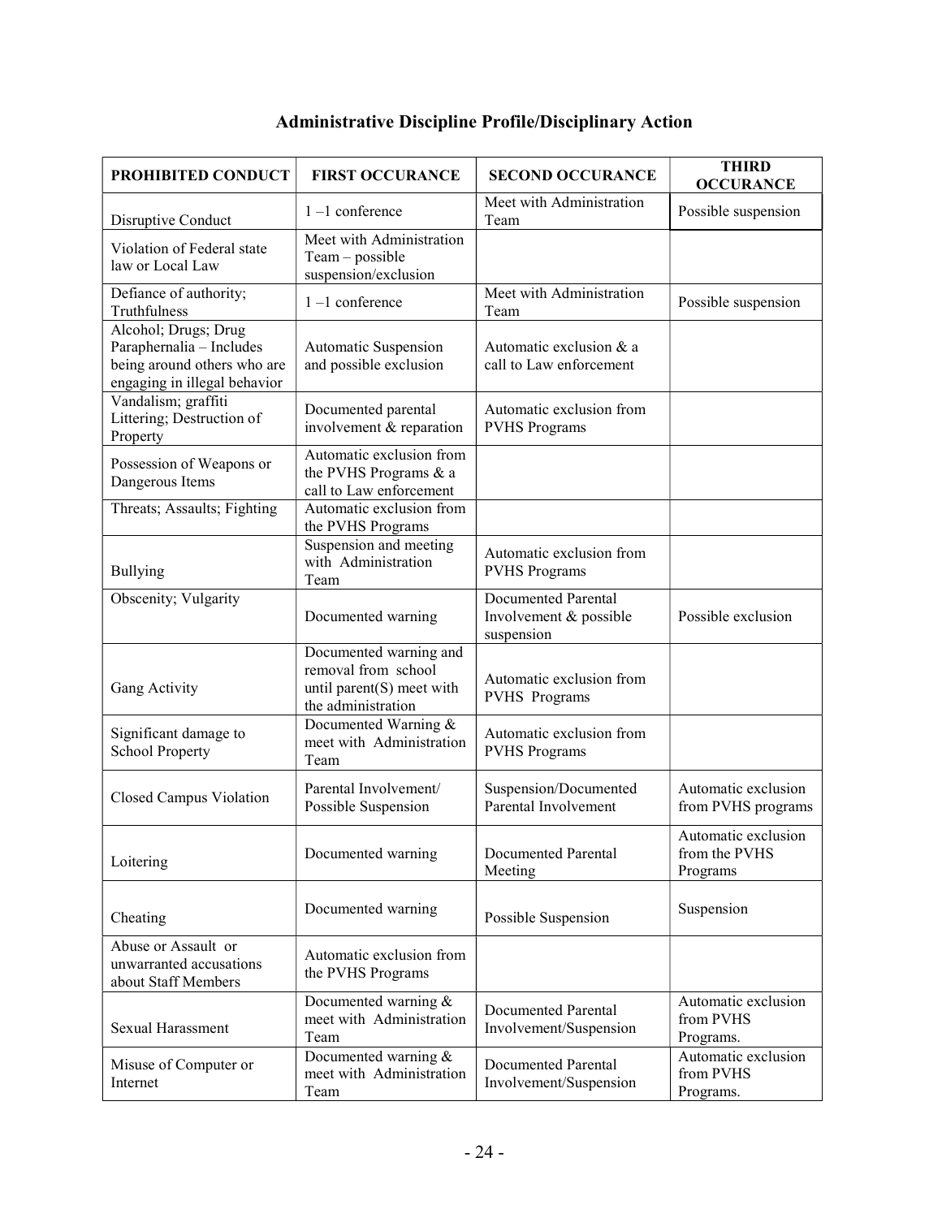# Administrative Discipline Profile/Disciplinary Action

| PROHIBITED CONDUCT | FIRST OCCURANCE | SECOND OCCURANCE | THIRD OCCURANCE |
|---|---|---|---|
| Disruptive Conduct | 1 –1 conference | Meet with Administration Team | Possible suspension |
| Violation of Federal state law or Local Law | Meet with Administration Team – possible suspension/exclusion | | |
| Defiance of authority; Truthfulness | 1 –1 conference | Meet with Administration Team | Possible suspension |
| Alcohol; Drugs; Drug Paraphernalia – Includes being around others who are engaging in illegal behavior | Automatic Suspension and possible exclusion | Automatic exclusion & a call to Law enforcement | |
| Vandalism; graffiti Littering; Destruction of Property | Documented parental involvement & reparation | Automatic exclusion from PVHS Programs | |
| Possession of Weapons or Dangerous Items | Automatic exclusion from the PVHS Programs & a call to Law enforcement | | |
| Threats; Assaults; Fighting | Automatic exclusion from the PVHS Programs | | |
| Bullying | Suspension and meeting with Administration Team | Automatic exclusion from PVHS Programs | |
| Obscenity; Vulgarity | Documented warning | Documented Parental Involvement & possible suspension | Possible exclusion |
| Gang Activity | Documented warning and removal from school until parent(S) meet with the administration | Automatic exclusion from PVHS Programs | |
| Significant damage to School Property | Documented Warning & meet with Administration Team | Automatic exclusion from PVHS Programs | |
| Closed Campus Violation | Parental Involvement/ Possible Suspension | Suspension/Documented Parental Involvement | Automatic exclusion from PVHS programs |
| Loitering | Documented warning | Documented Parental Meeting | Automatic exclusion from the PVHS Programs |
| Cheating | Documented warning | Possible Suspension | Suspension |
| Abuse or Assault or unwarranted accusations about Staff Members | Automatic exclusion from the PVHS Programs | | |
| Sexual Harassment | Documented warning & meet with Administration Team | Documented Parental Involvement/Suspension | Automatic exclusion from PVHS Programs. |
| Misuse of Computer or Internet | Documented warning & meet with Administration Team | Documented Parental Involvement/Suspension | Automatic exclusion from PVHS Programs. |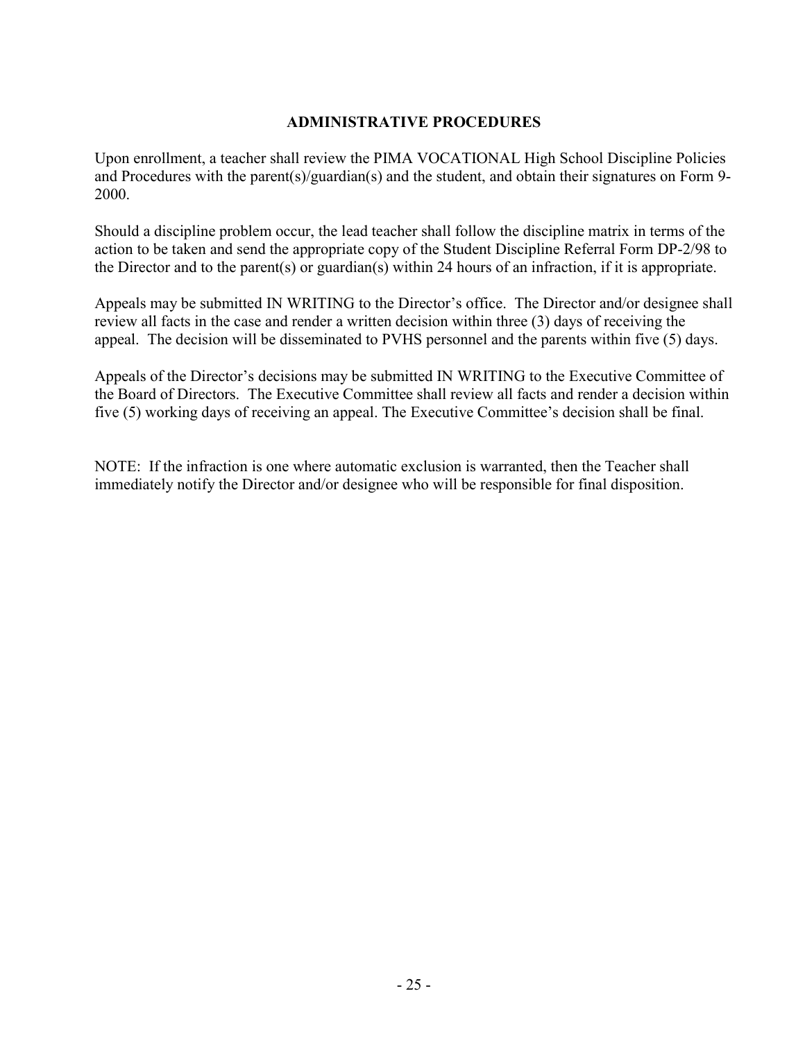## ADMINISTRATIVE PROCEDURES

Upon enrollment, a teacher shall review the PIMA VOCATIONAL High School Discipline Policies and Procedures with the parent(s)/guardian(s) and the student, and obtain their signatures on Form 9-2000.

Should a discipline problem occur, the lead teacher shall follow the discipline matrix in terms of the action to be taken and send the appropriate copy of the Student Discipline Referral Form DP-2/98 to the Director and to the parent(s) or guardian(s) within 24 hours of an infraction, if it is appropriate.

Appeals may be submitted IN WRITING to the Director's office. The Director and/or designee shall review all facts in the case and render a written decision within three (3) days of receiving the appeal. The decision will be disseminated to PVHS personnel and the parents within five (5) days.

Appeals of the Director's decisions may be submitted IN WRITING to the Executive Committee of the Board of Directors. The Executive Committee shall review all facts and render a decision within five (5) working days of receiving an appeal. The Executive Committee's decision shall be final.

NOTE: If the infraction is one where automatic exclusion is warranted, then the Teacher shall immediately notify the Director and/or designee who will be responsible for final disposition.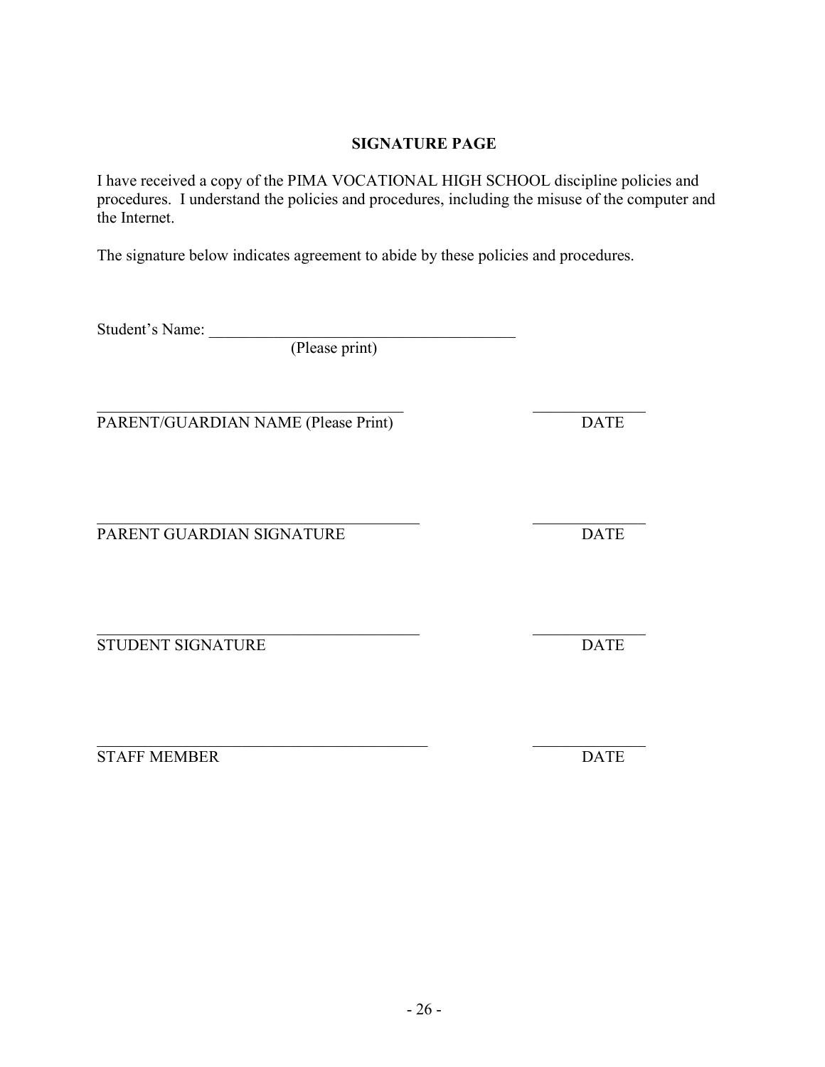**SIGNATURE PAGE**

I have received a copy of the PIMA VOCATIONAL HIGH SCHOOL discipline policies and procedures. I understand the policies and procedures, including the misuse of the computer and the Internet.

The signature below indicates agreement to abide by these policies and procedures.

Student's Name: _______________________________________
(Please print)

_______________________________________ _____________
PARENT/GUARDIAN NAME (Please Print) DATE

_______________________________________ _____________
PARENT GUARDIAN SIGNATURE DATE

_______________________________________ _____________
STUDENT SIGNATURE DATE

_______________________________________ _____________
STAFF MEMBER DATE